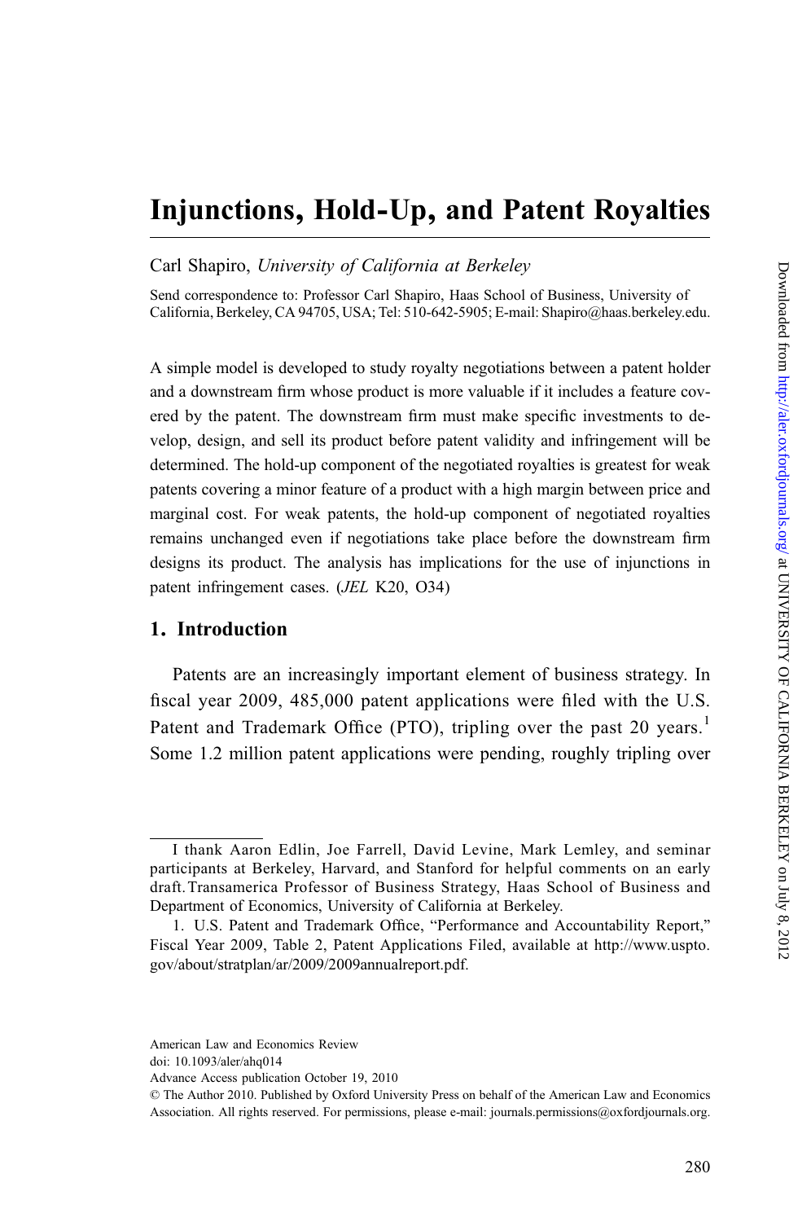# Injunctions, Hold-Up, and Patent Royalties

Carl Shapiro, *University of California at Berkeley*

Send correspondence to: Professor Carl Shapiro, Haas School of Business, University of California, Berkeley, CA 94705, USA; Tel: 510-642-5905; E-mail: Shapiro@haas.berkeley.edu.

A simple model is developed to study royalty negotiations between a patent holder and a downstream firm whose product is more valuable if it includes a feature covered by the patent. The downstream firm must make specific investments to develop, design, and sell its product before patent validity and infringement will be determined. The hold-up component of the negotiated royalties is greatest for weak patents covering a minor feature of a product with a high margin between price and marginal cost. For weak patents, the hold-up component of negotiated royalties remains unchanged even if negotiations take place before the downstream firm designs its product. The analysis has implications for the use of injunctions in patent infringement cases. (*JEL* K20, O34)

## 1. Introduction

Patents are an increasingly important element of business strategy. In fiscal year 2009, 485,000 patent applications were filed with the U.S. Patent and Trademark Office (PTO), tripling over the past 20 years.[1] Some 1.2 million patent applications were pending, roughly tripling over

---

I thank Aaron Edlin, Joe Farrell, David Levine, Mark Lemley, and seminar participants at Berkeley, Harvard, and Stanford for helpful comments on an early draft. Transamerica Professor of Business Strategy, Haas School of Business and Department of Economics, University of California at Berkeley.

1. U.S. Patent and Trademark Office, "Performance and Accountability Report," Fiscal Year 2009, Table 2, Patent Applications Filed, available at http://www.uspto.gov/about/stratplan/ar/2009/2009annualreport.pdf.

American Law and Economics Review
doi: 10.1093/aler/ahq014
Advance Access publication October 19, 2010
© The Author 2010. Published by Oxford University Press on behalf of the American Law and Economics Association. All rights reserved. For permissions, please e-mail: journals.permissions@oxfordjournals.org.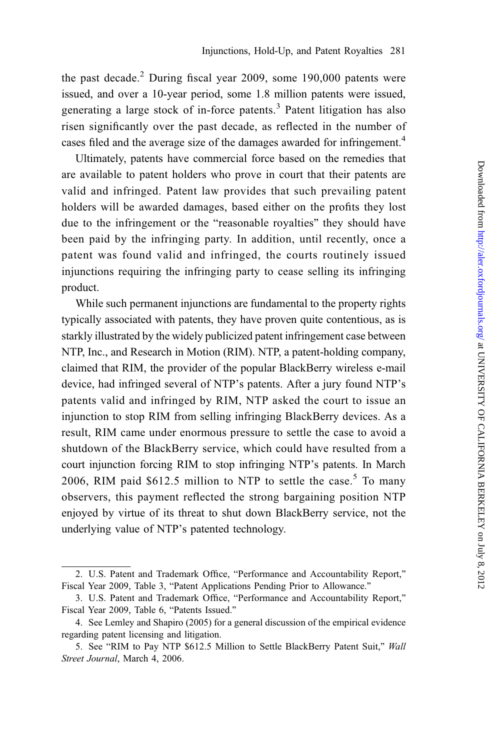the past decade.[2] During fiscal year 2009, some 190,000 patents were issued, and over a 10-year period, some 1.8 million patents were issued, generating a large stock of in-force patents.[3] Patent litigation has also risen significantly over the past decade, as reflected in the number of cases filed and the average size of the damages awarded for infringement.[4]

Ultimately, patents have commercial force based on the remedies that are available to patent holders who prove in court that their patents are valid and infringed. Patent law provides that such prevailing patent holders will be awarded damages, based either on the profits they lost due to the infringement or the "reasonable royalties" they should have been paid by the infringing party. In addition, until recently, once a patent was found valid and infringed, the courts routinely issued injunctions requiring the infringing party to cease selling its infringing product.

While such permanent injunctions are fundamental to the property rights typically associated with patents, they have proven quite contentious, as is starkly illustrated by the widely publicized patent infringement case between NTP, Inc., and Research in Motion (RIM). NTP, a patent-holding company, claimed that RIM, the provider of the popular BlackBerry wireless e-mail device, had infringed several of NTP's patents. After a jury found NTP's patents valid and infringed by RIM, NTP asked the court to issue an injunction to stop RIM from selling infringing BlackBerry devices. As a result, RIM came under enormous pressure to settle the case to avoid a shutdown of the BlackBerry service, which could have resulted from a court injunction forcing RIM to stop infringing NTP's patents. In March 2006, RIM paid $612.5 million to NTP to settle the case.[5] To many observers, this payment reflected the strong bargaining position NTP enjoyed by virtue of its threat to shut down BlackBerry service, not the underlying value of NTP's patented technology.

---

2. U.S. Patent and Trademark Office, "Performance and Accountability Report," Fiscal Year 2009, Table 3, "Patent Applications Pending Prior to Allowance."

3. U.S. Patent and Trademark Office, "Performance and Accountability Report," Fiscal Year 2009, Table 6, "Patents Issued."

4. See Lemley and Shapiro (2005) for a general discussion of the empirical evidence regarding patent licensing and litigation.

5. See "RIM to Pay NTP $612.5 Million to Settle BlackBerry Patent Suit," *Wall Street Journal*, March 4, 2006.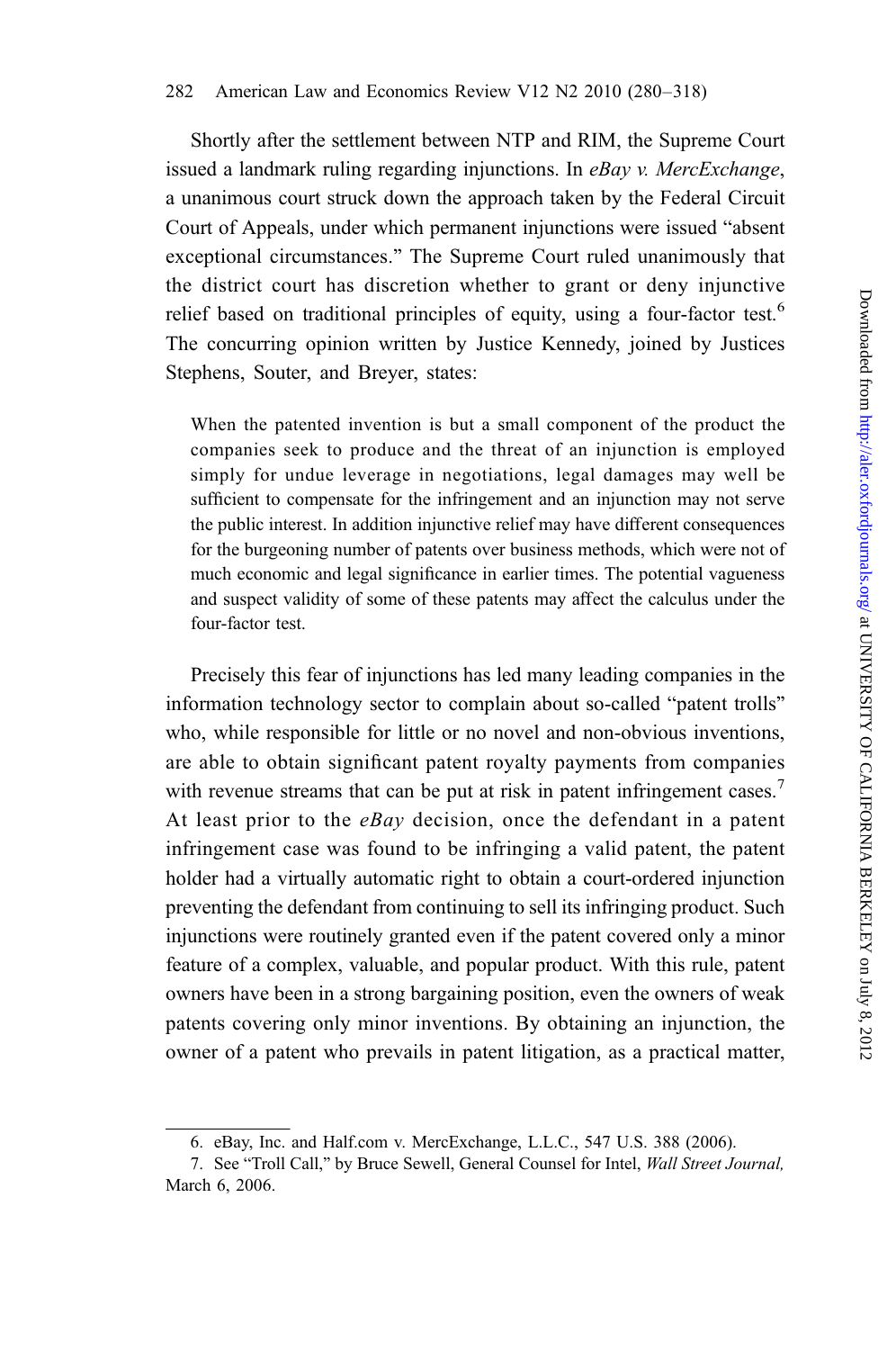Shortly after the settlement between NTP and RIM, the Supreme Court issued a landmark ruling regarding injunctions. In *eBay v. MercExchange*, a unanimous court struck down the approach taken by the Federal Circuit Court of Appeals, under which permanent injunctions were issued "absent exceptional circumstances." The Supreme Court ruled unanimously that the district court has discretion whether to grant or deny injunctive relief based on traditional principles of equity, using a four-factor test.[6] The concurring opinion written by Justice Kennedy, joined by Justices Stephens, Souter, and Breyer, states:

> When the patented invention is but a small component of the product the companies seek to produce and the threat of an injunction is employed simply for undue leverage in negotiations, legal damages may well be sufficient to compensate for the infringement and an injunction may not serve the public interest. In addition injunctive relief may have different consequences for the burgeoning number of patents over business methods, which were not of much economic and legal significance in earlier times. The potential vagueness and suspect validity of some of these patents may affect the calculus under the four-factor test.

Precisely this fear of injunctions has led many leading companies in the information technology sector to complain about so-called "patent trolls" who, while responsible for little or no novel and non-obvious inventions, are able to obtain significant patent royalty payments from companies with revenue streams that can be put at risk in patent infringement cases.[7] At least prior to the *eBay* decision, once the defendant in a patent infringement case was found to be infringing a valid patent, the patent holder had a virtually automatic right to obtain a court-ordered injunction preventing the defendant from continuing to sell its infringing product. Such injunctions were routinely granted even if the patent covered only a minor feature of a complex, valuable, and popular product. With this rule, patent owners have been in a strong bargaining position, even the owners of weak patents covering only minor inventions. By obtaining an injunction, the owner of a patent who prevails in patent litigation, as a practical matter,

---

6. eBay, Inc. and Half.com v. MercExchange, L.L.C., 547 U.S. 388 (2006).

7. See "Troll Call," by Bruce Sewell, General Counsel for Intel, *Wall Street Journal,* March 6, 2006.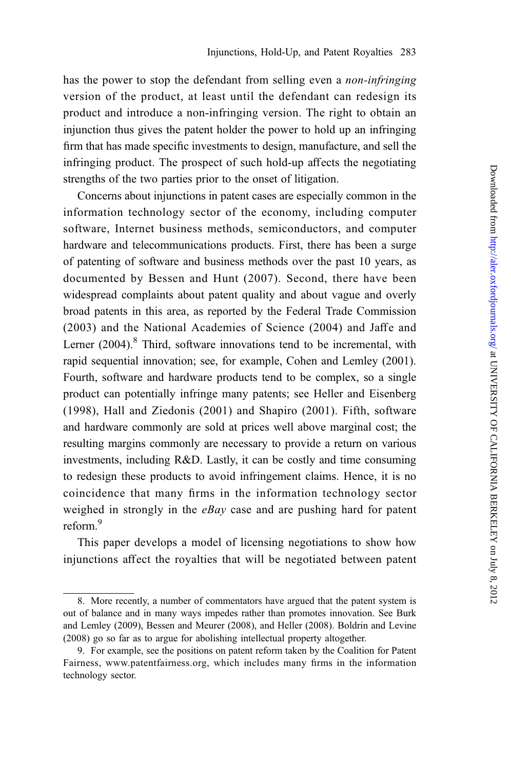has the power to stop the defendant from selling even a *non-infringing* version of the product, at least until the defendant can redesign its product and introduce a non-infringing version. The right to obtain an injunction thus gives the patent holder the power to hold up an infringing firm that has made specific investments to design, manufacture, and sell the infringing product. The prospect of such hold-up affects the negotiating strengths of the two parties prior to the onset of litigation.

Concerns about injunctions in patent cases are especially common in the information technology sector of the economy, including computer software, Internet business methods, semiconductors, and computer hardware and telecommunications products. First, there has been a surge of patenting of software and business methods over the past 10 years, as documented by Bessen and Hunt (2007). Second, there have been widespread complaints about patent quality and about vague and overly broad patents in this area, as reported by the Federal Trade Commission (2003) and the National Academies of Science (2004) and Jaffe and Lerner (2004).[8] Third, software innovations tend to be incremental, with rapid sequential innovation; see, for example, Cohen and Lemley (2001). Fourth, software and hardware products tend to be complex, so a single product can potentially infringe many patents; see Heller and Eisenberg (1998), Hall and Ziedonis (2001) and Shapiro (2001). Fifth, software and hardware commonly are sold at prices well above marginal cost; the resulting margins commonly are necessary to provide a return on various investments, including R&D. Lastly, it can be costly and time consuming to redesign these products to avoid infringement claims. Hence, it is no coincidence that many firms in the information technology sector weighed in strongly in the *eBay* case and are pushing hard for patent reform.[9]

This paper develops a model of licensing negotiations to show how injunctions affect the royalties that will be negotiated between patent

---

8. More recently, a number of commentators have argued that the patent system is out of balance and in many ways impedes rather than promotes innovation. See Burk and Lemley (2009), Bessen and Meurer (2008), and Heller (2008). Boldrin and Levine (2008) go so far as to argue for abolishing intellectual property altogether.

9. For example, see the positions on patent reform taken by the Coalition for Patent Fairness, www.patentfairness.org, which includes many firms in the information technology sector.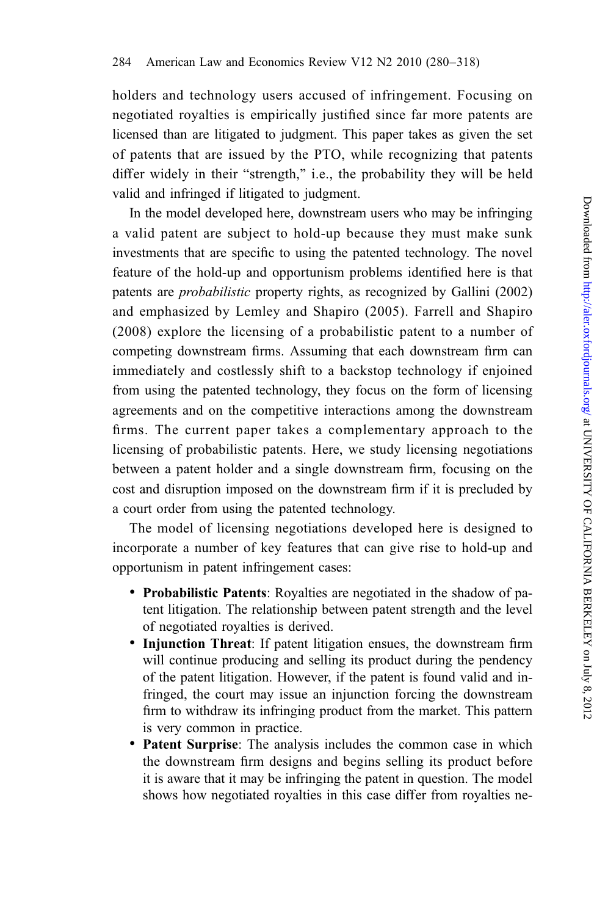holders and technology users accused of infringement. Focusing on negotiated royalties is empirically justified since far more patents are licensed than are litigated to judgment. This paper takes as given the set of patents that are issued by the PTO, while recognizing that patents differ widely in their "strength," i.e., the probability they will be held valid and infringed if litigated to judgment.

In the model developed here, downstream users who may be infringing a valid patent are subject to hold-up because they must make sunk investments that are specific to using the patented technology. The novel feature of the hold-up and opportunism problems identified here is that patents are *probabilistic* property rights, as recognized by Gallini (2002) and emphasized by Lemley and Shapiro (2005). Farrell and Shapiro (2008) explore the licensing of a probabilistic patent to a number of competing downstream firms. Assuming that each downstream firm can immediately and costlessly shift to a backstop technology if enjoined from using the patented technology, they focus on the form of licensing agreements and on the competitive interactions among the downstream firms. The current paper takes a complementary approach to the licensing of probabilistic patents. Here, we study licensing negotiations between a patent holder and a single downstream firm, focusing on the cost and disruption imposed on the downstream firm if it is precluded by a court order from using the patented technology.

The model of licensing negotiations developed here is designed to incorporate a number of key features that can give rise to hold-up and opportunism in patent infringement cases:

- **Probabilistic Patents**: Royalties are negotiated in the shadow of patent litigation. The relationship between patent strength and the level of negotiated royalties is derived.
- **Injunction Threat**: If patent litigation ensues, the downstream firm will continue producing and selling its product during the pendency of the patent litigation. However, if the patent is found valid and infringed, the court may issue an injunction forcing the downstream firm to withdraw its infringing product from the market. This pattern is very common in practice.
- **Patent Surprise**: The analysis includes the common case in which the downstream firm designs and begins selling its product before it is aware that it may be infringing the patent in question. The model shows how negotiated royalties in this case differ from royalties ne-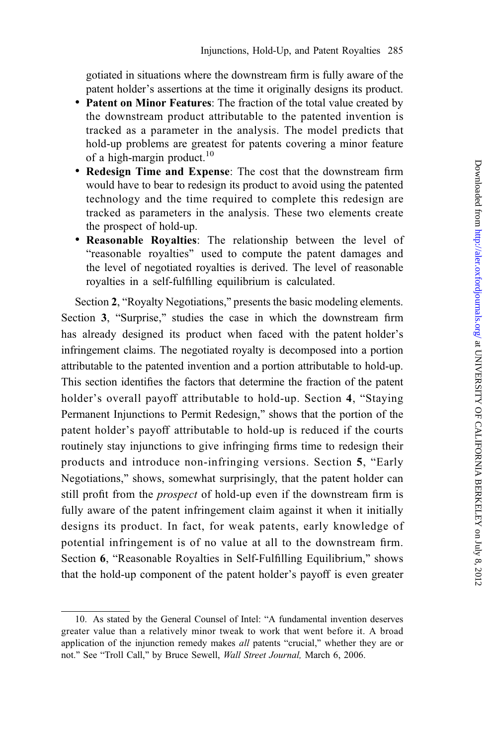gotiated in situations where the downstream firm is fully aware of the patent holder's assertions at the time it originally designs its product.

- **Patent on Minor Features**: The fraction of the total value created by the downstream product attributable to the patented invention is tracked as a parameter in the analysis. The model predicts that hold-up problems are greatest for patents covering a minor feature of a high-margin product.[10]
- **Redesign Time and Expense**: The cost that the downstream firm would have to bear to redesign its product to avoid using the patented technology and the time required to complete this redesign are tracked as parameters in the analysis. These two elements create the prospect of hold-up.
- **Reasonable Royalties**: The relationship between the level of "reasonable royalties" used to compute the patent damages and the level of negotiated royalties is derived. The level of reasonable royalties in a self-fulfilling equilibrium is calculated.

Section **2**, "Royalty Negotiations," presents the basic modeling elements. Section **3**, "Surprise," studies the case in which the downstream firm has already designed its product when faced with the patent holder's infringement claims. The negotiated royalty is decomposed into a portion attributable to the patented invention and a portion attributable to hold-up. This section identifies the factors that determine the fraction of the patent holder's overall payoff attributable to hold-up. Section **4**, "Staying Permanent Injunctions to Permit Redesign," shows that the portion of the patent holder's payoff attributable to hold-up is reduced if the courts routinely stay injunctions to give infringing firms time to redesign their products and introduce non-infringing versions. Section **5**, "Early Negotiations," shows, somewhat surprisingly, that the patent holder can still profit from the *prospect* of hold-up even if the downstream firm is fully aware of the patent infringement claim against it when it initially designs its product. In fact, for weak patents, early knowledge of potential infringement is of no value at all to the downstream firm. Section **6**, "Reasonable Royalties in Self-Fulfilling Equilibrium," shows that the hold-up component of the patent holder's payoff is even greater

10. As stated by the General Counsel of Intel: "A fundamental invention deserves greater value than a relatively minor tweak to work that went before it. A broad application of the injunction remedy makes *all* patents "crucial," whether they are or not." See "Troll Call," by Bruce Sewell, *Wall Street Journal,* March 6, 2006.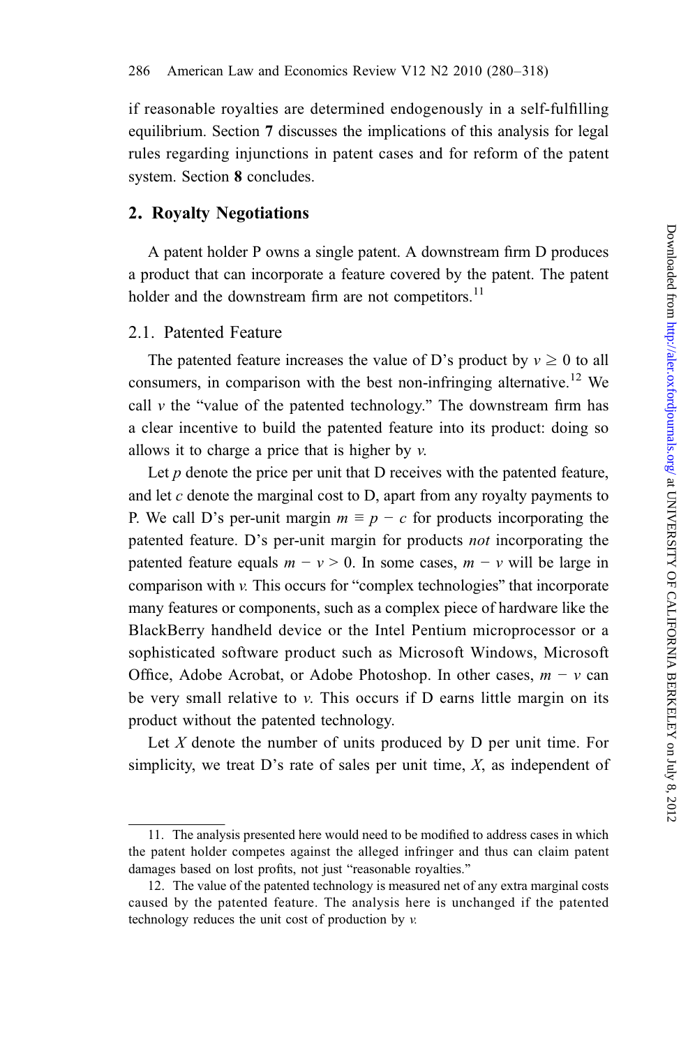if reasonable royalties are determined endogenously in a self-fulfilling equilibrium. Section **7** discusses the implications of this analysis for legal rules regarding injunctions in patent cases and for reform of the patent system. Section **8** concludes.

## 2. Royalty Negotiations

A patent holder P owns a single patent. A downstream firm D produces a product that can incorporate a feature covered by the patent. The patent holder and the downstream firm are not competitors.[11]

### 2.1. Patented Feature

The patented feature increases the value of D's product by $v \geq 0$ to all consumers, in comparison with the best non-infringing alternative.[12] We call $v$ the "value of the patented technology." The downstream firm has a clear incentive to build the patented feature into its product: doing so allows it to charge a price that is higher by $v$.

Let $p$ denote the price per unit that D receives with the patented feature, and let $c$ denote the marginal cost to D, apart from any royalty payments to P. We call D's per-unit margin $m \equiv p - c$ for products incorporating the patented feature. D's per-unit margin for products *not* incorporating the patented feature equals $m - v > 0$. In some cases, $m - v$ will be large in comparison with $v$. This occurs for "complex technologies" that incorporate many features or components, such as a complex piece of hardware like the BlackBerry handheld device or the Intel Pentium microprocessor or a sophisticated software product such as Microsoft Windows, Microsoft Office, Adobe Acrobat, or Adobe Photoshop. In other cases, $m - v$ can be very small relative to $v$. This occurs if D earns little margin on its product without the patented technology.

Let $X$ denote the number of units produced by D per unit time. For simplicity, we treat D's rate of sales per unit time, $X$, as independent of

---

11. The analysis presented here would need to be modified to address cases in which the patent holder competes against the alleged infringer and thus can claim patent damages based on lost profits, not just "reasonable royalties."

12. The value of the patented technology is measured net of any extra marginal costs caused by the patented feature. The analysis here is unchanged if the patented technology reduces the unit cost of production by $v$.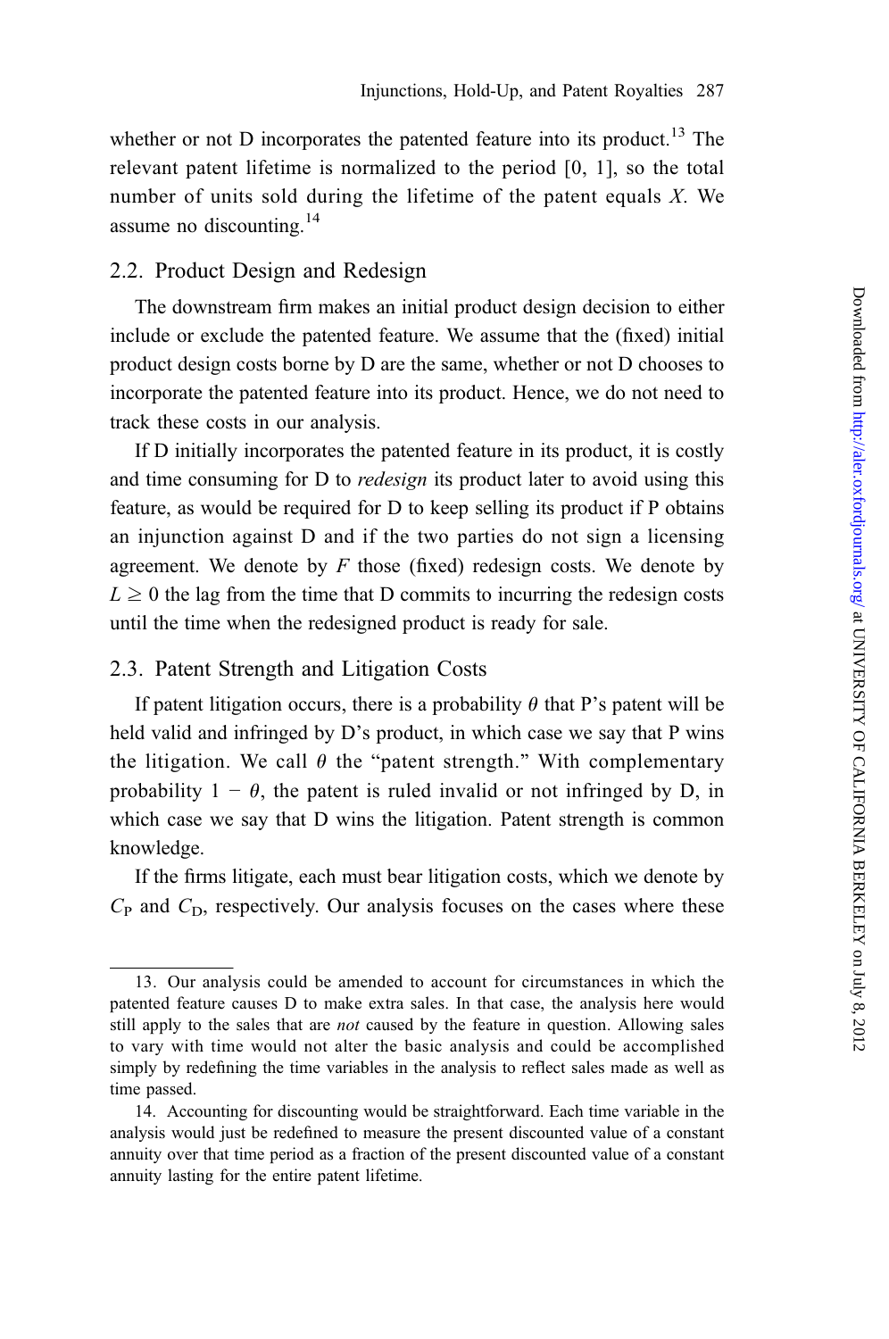whether or not D incorporates the patented feature into its product.[13] The relevant patent lifetime is normalized to the period [0, 1], so the total number of units sold during the lifetime of the patent equals $X$. We assume no discounting.[14]

## 2.2. Product Design and Redesign

The downstream firm makes an initial product design decision to either include or exclude the patented feature. We assume that the (fixed) initial product design costs borne by D are the same, whether or not D chooses to incorporate the patented feature into its product. Hence, we do not need to track these costs in our analysis.

If D initially incorporates the patented feature in its product, it is costly and time consuming for D to *redesign* its product later to avoid using this feature, as would be required for D to keep selling its product if P obtains an injunction against D and if the two parties do not sign a licensing agreement. We denote by $F$ those (fixed) redesign costs. We denote by $L \geq 0$ the lag from the time that D commits to incurring the redesign costs until the time when the redesigned product is ready for sale.

## 2.3. Patent Strength and Litigation Costs

If patent litigation occurs, there is a probability $\theta$ that P's patent will be held valid and infringed by D's product, in which case we say that P wins the litigation. We call $\theta$ the "patent strength." With complementary probability $1 - \theta$, the patent is ruled invalid or not infringed by D, in which case we say that D wins the litigation. Patent strength is common knowledge.

If the firms litigate, each must bear litigation costs, which we denote by $C_P$ and $C_D$, respectively. Our analysis focuses on the cases where these

13. Our analysis could be amended to account for circumstances in which the patented feature causes D to make extra sales. In that case, the analysis here would still apply to the sales that are *not* caused by the feature in question. Allowing sales to vary with time would not alter the basic analysis and could be accomplished simply by redefining the time variables in the analysis to reflect sales made as well as time passed.

14. Accounting for discounting would be straightforward. Each time variable in the analysis would just be redefined to measure the present discounted value of a constant annuity over that time period as a fraction of the present discounted value of a constant annuity lasting for the entire patent lifetime.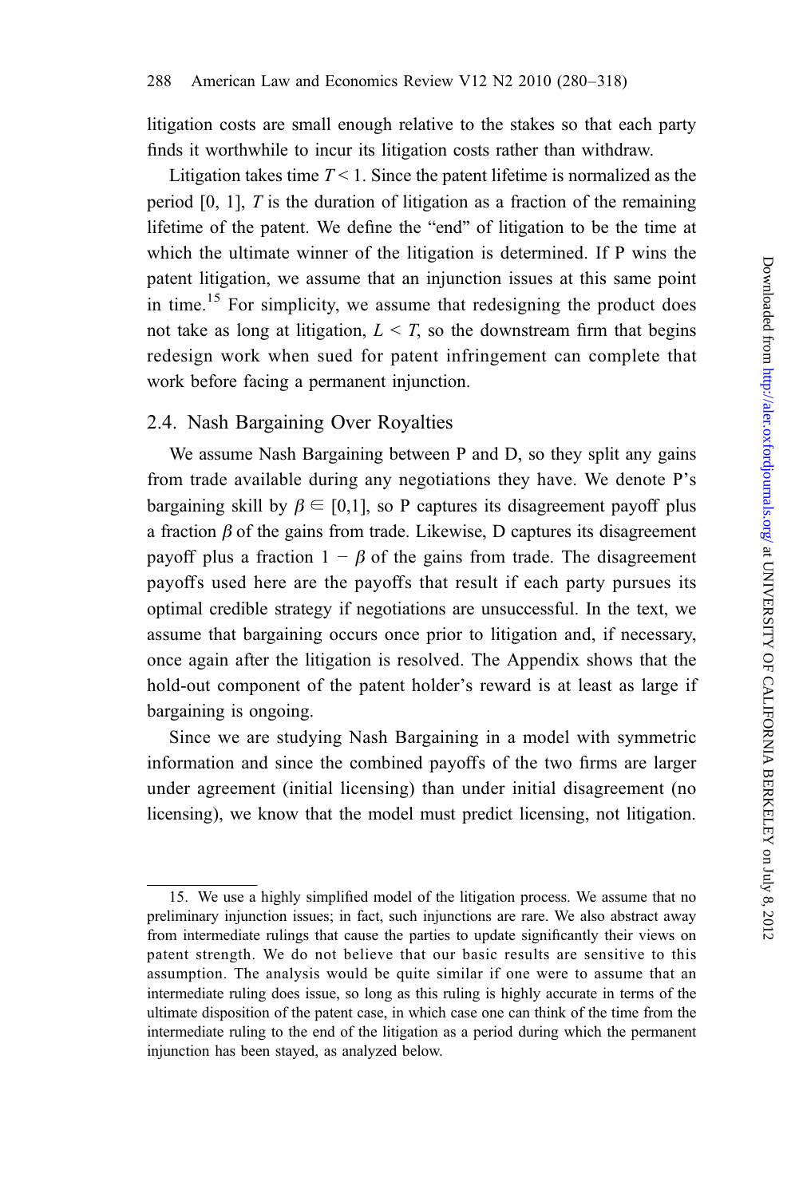litigation costs are small enough relative to the stakes so that each party finds it worthwhile to incur its litigation costs rather than withdraw.

Litigation takes time $T < 1$. Since the patent lifetime is normalized as the period [0, 1], $T$ is the duration of litigation as a fraction of the remaining lifetime of the patent. We define the "end" of litigation to be the time at which the ultimate winner of the litigation is determined. If P wins the patent litigation, we assume that an injunction issues at this same point in time.[15] For simplicity, we assume that redesigning the product does not take as long at litigation, $L < T$, so the downstream firm that begins redesign work when sued for patent infringement can complete that work before facing a permanent injunction.

## 2.4. Nash Bargaining Over Royalties

We assume Nash Bargaining between P and D, so they split any gains from trade available during any negotiations they have. We denote P's bargaining skill by $\beta \in [0,1]$, so P captures its disagreement payoff plus a fraction $\beta$ of the gains from trade. Likewise, D captures its disagreement payoff plus a fraction $1 - \beta$ of the gains from trade. The disagreement payoffs used here are the payoffs that result if each party pursues its optimal credible strategy if negotiations are unsuccessful. In the text, we assume that bargaining occurs once prior to litigation and, if necessary, once again after the litigation is resolved. The Appendix shows that the hold-out component of the patent holder's reward is at least as large if bargaining is ongoing.

Since we are studying Nash Bargaining in a model with symmetric information and since the combined payoffs of the two firms are larger under agreement (initial licensing) than under initial disagreement (no licensing), we know that the model must predict licensing, not litigation.

15. We use a highly simplified model of the litigation process. We assume that no preliminary injunction issues; in fact, such injunctions are rare. We also abstract away from intermediate rulings that cause the parties to update significantly their views on patent strength. We do not believe that our basic results are sensitive to this assumption. The analysis would be quite similar if one were to assume that an intermediate ruling does issue, so long as this ruling is highly accurate in terms of the ultimate disposition of the patent case, in which case one can think of the time from the intermediate ruling to the end of the litigation as a period during which the permanent injunction has been stayed, as analyzed below.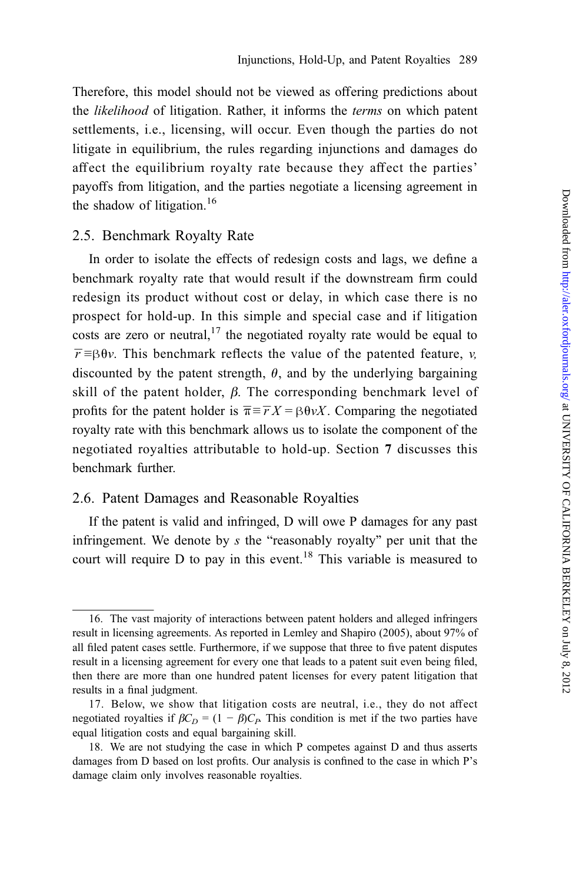Therefore, this model should not be viewed as offering predictions about the *likelihood* of litigation. Rather, it informs the *terms* on which patent settlements, i.e., licensing, will occur. Even though the parties do not litigate in equilibrium, the rules regarding injunctions and damages do affect the equilibrium royalty rate because they affect the parties' payoffs from litigation, and the parties negotiate a licensing agreement in the shadow of litigation.[16]

## 2.5. Benchmark Royalty Rate

In order to isolate the effects of redesign costs and lags, we define a benchmark royalty rate that would result if the downstream firm could redesign its product without cost or delay, in which case there is no prospect for hold-up. In this simple and special case and if litigation costs are zero or neutral,[17] the negotiated royalty rate would be equal to $\overline{r} \equiv \beta\theta v$. This benchmark reflects the value of the patented feature, $v$, discounted by the patent strength, $\theta$, and by the underlying bargaining skill of the patent holder, $\beta$. The corresponding benchmark level of profits for the patent holder is $\overline{\pi} \equiv \overline{r} X = \beta\theta v X$. Comparing the negotiated royalty rate with this benchmark allows us to isolate the component of the negotiated royalties attributable to hold-up. Section **7** discusses this benchmark further.

## 2.6. Patent Damages and Reasonable Royalties

If the patent is valid and infringed, D will owe P damages for any past infringement. We denote by $s$ the "reasonably royalty" per unit that the court will require D to pay in this event.[18] This variable is measured to

---

16. The vast majority of interactions between patent holders and alleged infringers result in licensing agreements. As reported in Lemley and Shapiro (2005), about 97% of all filed patent cases settle. Furthermore, if we suppose that three to five patent disputes result in a licensing agreement for every one that leads to a patent suit even being filed, then there are more than one hundred patent licenses for every patent litigation that results in a final judgment.

17. Below, we show that litigation costs are neutral, i.e., they do not affect negotiated royalties if $\beta C_D = (1 - \beta)C_P$. This condition is met if the two parties have equal litigation costs and equal bargaining skill.

18. We are not studying the case in which P competes against D and thus asserts damages from D based on lost profits. Our analysis is confined to the case in which P's damage claim only involves reasonable royalties.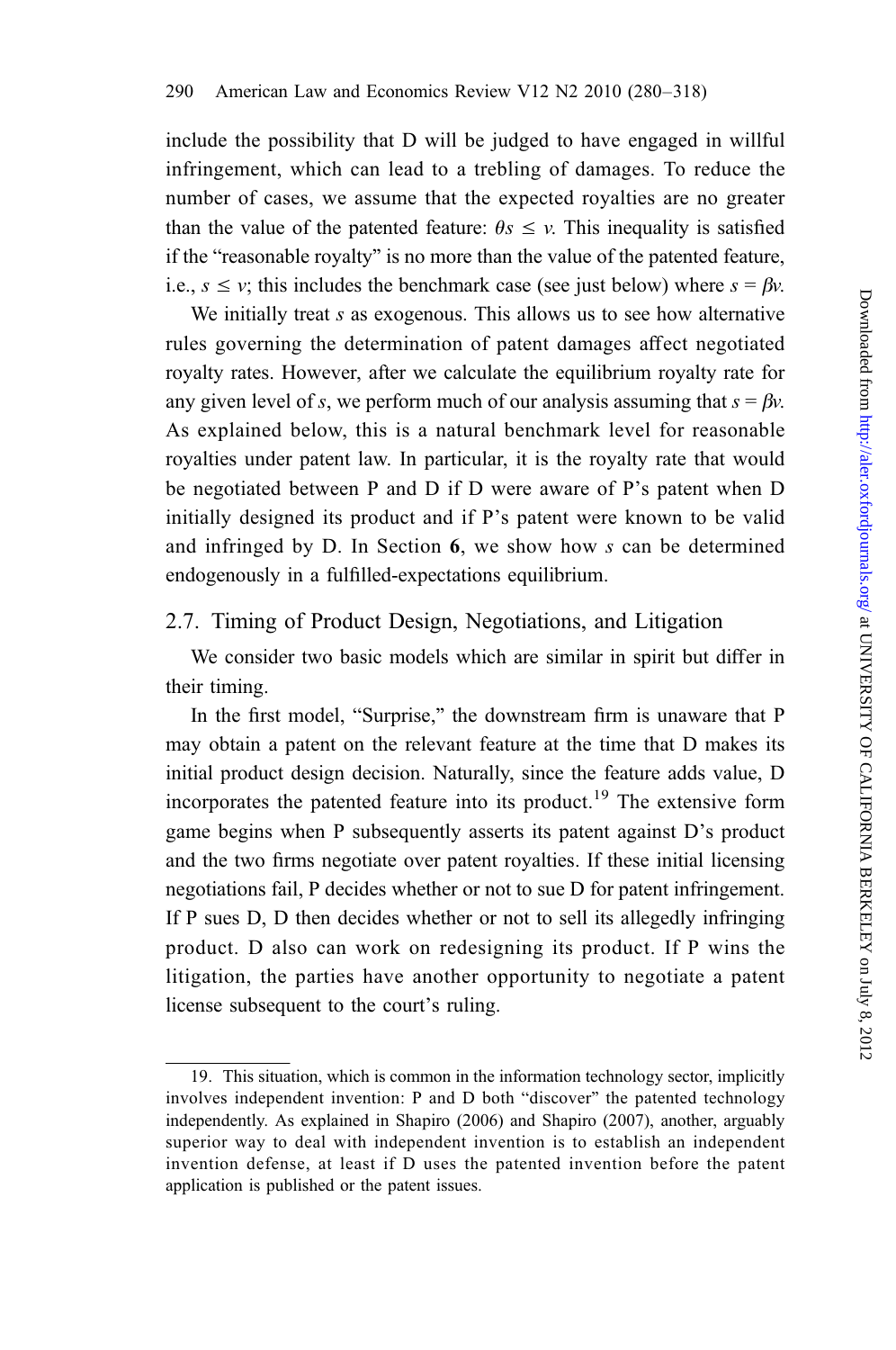include the possibility that D will be judged to have engaged in willful infringement, which can lead to a trebling of damages. To reduce the number of cases, we assume that the expected royalties are no greater than the value of the patented feature: $\theta s \leq v$. This inequality is satisfied if the "reasonable royalty" is no more than the value of the patented feature, i.e., $s \leq v$; this includes the benchmark case (see just below) where $s = \beta v$.

We initially treat $s$ as exogenous. This allows us to see how alternative rules governing the determination of patent damages affect negotiated royalty rates. However, after we calculate the equilibrium royalty rate for any given level of $s$, we perform much of our analysis assuming that $s = \beta v$. As explained below, this is a natural benchmark level for reasonable royalties under patent law. In particular, it is the royalty rate that would be negotiated between P and D if D were aware of P's patent when D initially designed its product and if P's patent were known to be valid and infringed by D. In Section **6**, we show how $s$ can be determined endogenously in a fulfilled-expectations equilibrium.

## 2.7. Timing of Product Design, Negotiations, and Litigation

We consider two basic models which are similar in spirit but differ in their timing.

In the first model, "Surprise," the downstream firm is unaware that P may obtain a patent on the relevant feature at the time that D makes its initial product design decision. Naturally, since the feature adds value, D incorporates the patented feature into its product.[19] The extensive form game begins when P subsequently asserts its patent against D's product and the two firms negotiate over patent royalties. If these initial licensing negotiations fail, P decides whether or not to sue D for patent infringement. If P sues D, D then decides whether or not to sell its allegedly infringing product. D also can work on redesigning its product. If P wins the litigation, the parties have another opportunity to negotiate a patent license subsequent to the court's ruling.

---

19. This situation, which is common in the information technology sector, implicitly involves independent invention: P and D both "discover" the patented technology independently. As explained in Shapiro (2006) and Shapiro (2007), another, arguably superior way to deal with independent invention is to establish an independent invention defense, at least if D uses the patented invention before the patent application is published or the patent issues.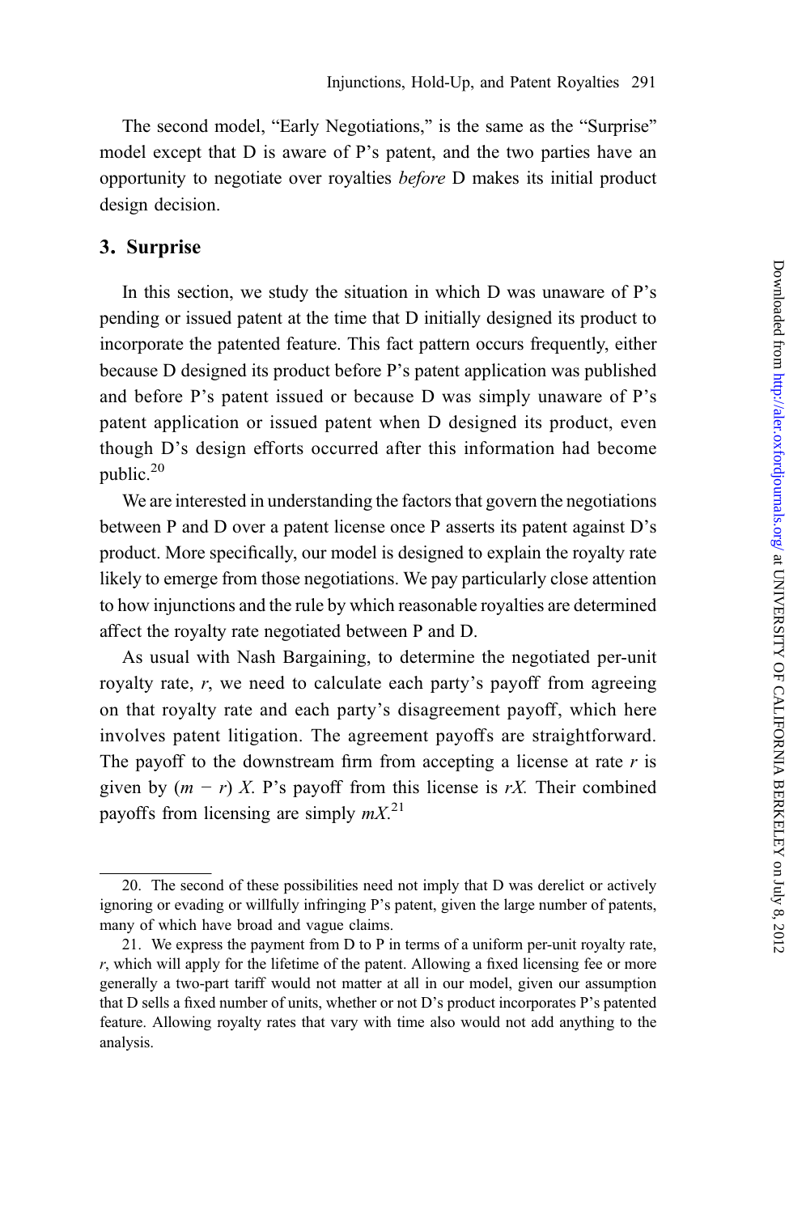The second model, "Early Negotiations," is the same as the "Surprise" model except that D is aware of P's patent, and the two parties have an opportunity to negotiate over royalties *before* D makes its initial product design decision.

## 3. Surprise

In this section, we study the situation in which D was unaware of P's pending or issued patent at the time that D initially designed its product to incorporate the patented feature. This fact pattern occurs frequently, either because D designed its product before P's patent application was published and before P's patent issued or because D was simply unaware of P's patent application or issued patent when D designed its product, even though D's design efforts occurred after this information had become public.[20]

We are interested in understanding the factors that govern the negotiations between P and D over a patent license once P asserts its patent against D's product. More specifically, our model is designed to explain the royalty rate likely to emerge from those negotiations. We pay particularly close attention to how injunctions and the rule by which reasonable royalties are determined affect the royalty rate negotiated between P and D.

As usual with Nash Bargaining, to determine the negotiated per-unit royalty rate, $r$, we need to calculate each party's payoff from agreeing on that royalty rate and each party's disagreement payoff, which here involves patent litigation. The agreement payoffs are straightforward. The payoff to the downstream firm from accepting a license at rate $r$ is given by $(m - r) X$. P's payoff from this license is $rX$. Their combined payoffs from licensing are simply $mX$.[21]

---

20. The second of these possibilities need not imply that D was derelict or actively ignoring or evading or willfully infringing P's patent, given the large number of patents, many of which have broad and vague claims.

21. We express the payment from D to P in terms of a uniform per-unit royalty rate, $r$, which will apply for the lifetime of the patent. Allowing a fixed licensing fee or more generally a two-part tariff would not matter at all in our model, given our assumption that D sells a fixed number of units, whether or not D's product incorporates P's patented feature. Allowing royalty rates that vary with time also would not add anything to the analysis.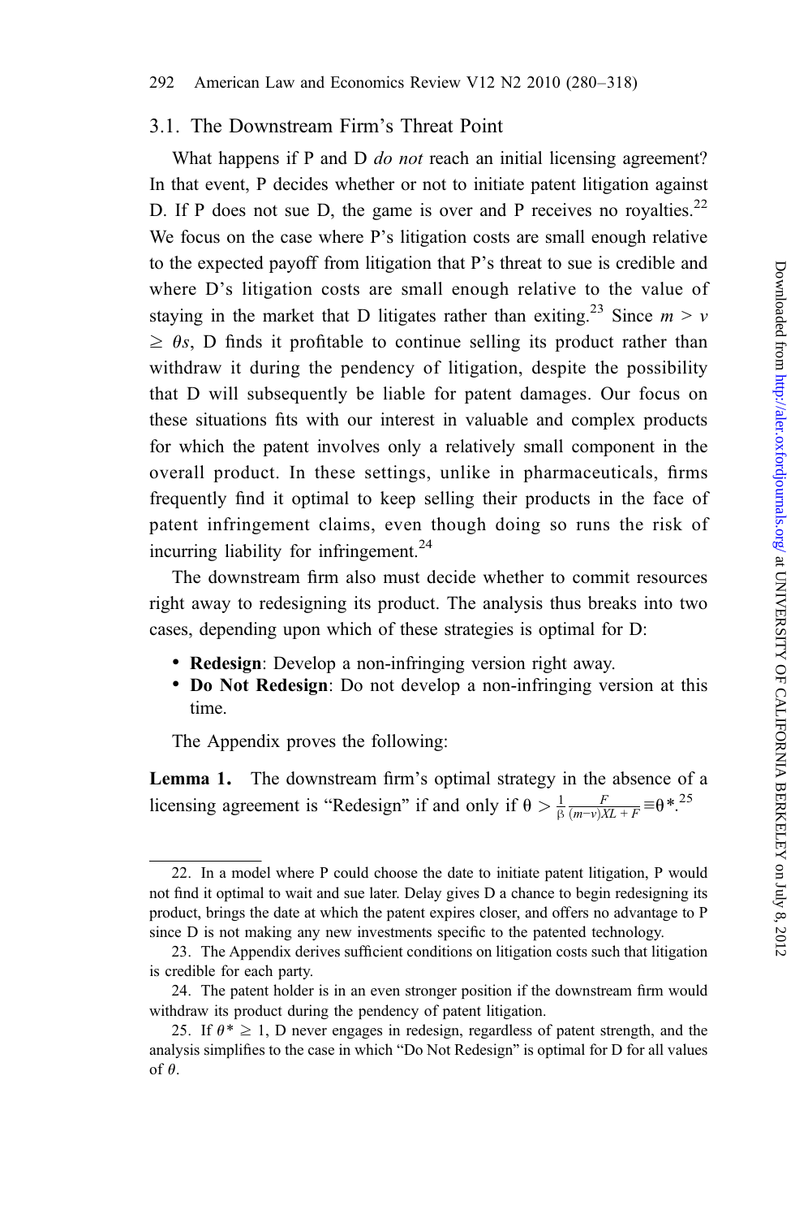### 3.1. The Downstream Firm's Threat Point

What happens if P and D *do not* reach an initial licensing agreement? In that event, P decides whether or not to initiate patent litigation against D. If P does not sue D, the game is over and P receives no royalties.[22] We focus on the case where P's litigation costs are small enough relative to the expected payoff from litigation that P's threat to sue is credible and where D's litigation costs are small enough relative to the value of staying in the market that D litigates rather than exiting.[23] Since $m > v \geq \theta s$, D finds it profitable to continue selling its product rather than withdraw it during the pendency of litigation, despite the possibility that D will subsequently be liable for patent damages. Our focus on these situations fits with our interest in valuable and complex products for which the patent involves only a relatively small component in the overall product. In these settings, unlike in pharmaceuticals, firms frequently find it optimal to keep selling their products in the face of patent infringement claims, even though doing so runs the risk of incurring liability for infringement.[24]

The downstream firm also must decide whether to commit resources right away to redesigning its product. The analysis thus breaks into two cases, depending upon which of these strategies is optimal for D:

- **Redesign**: Develop a non-infringing version right away.
- **Do Not Redesign**: Do not develop a non-infringing version at this time.

The Appendix proves the following:

**Lemma 1.** The downstream firm's optimal strategy in the absence of a licensing agreement is "Redesign" if and only if $\theta > \frac{1}{\beta}\frac{F}{(m-v)XL+F} \equiv \theta^*$.[25]

---

22. In a model where P could choose the date to initiate patent litigation, P would not find it optimal to wait and sue later. Delay gives D a chance to begin redesigning its product, brings the date at which the patent expires closer, and offers no advantage to P since D is not making any new investments specific to the patented technology.

23. The Appendix derives sufficient conditions on litigation costs such that litigation is credible for each party.

24. The patent holder is in an even stronger position if the downstream firm would withdraw its product during the pendency of patent litigation.

25. If $\theta^* \geq 1$, D never engages in redesign, regardless of patent strength, and the analysis simplifies to the case in which "Do Not Redesign" is optimal for D for all values of $\theta$.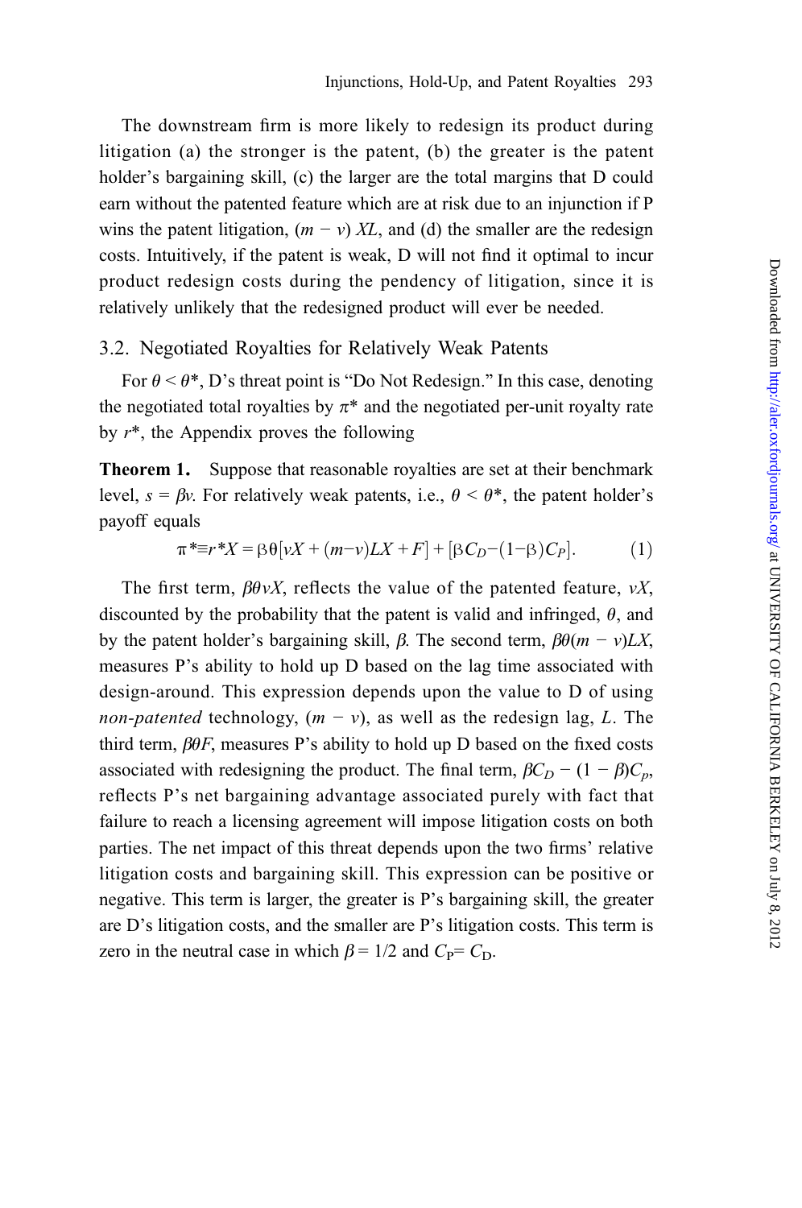The downstream firm is more likely to redesign its product during litigation (a) the stronger is the patent, (b) the greater is the patent holder's bargaining skill, (c) the larger are the total margins that D could earn without the patented feature which are at risk due to an injunction if P wins the patent litigation, $(m - v)\,XL$, and (d) the smaller are the redesign costs. Intuitively, if the patent is weak, D will not find it optimal to incur product redesign costs during the pendency of litigation, since it is relatively unlikely that the redesigned product will ever be needed.

### 3.2. Negotiated Royalties for Relatively Weak Patents

For $\theta < \theta^*$, D's threat point is "Do Not Redesign." In this case, denoting the negotiated total royalties by $\pi^*$ and the negotiated per-unit royalty rate by $r^*$, the Appendix proves the following

**Theorem 1.** Suppose that reasonable royalties are set at their benchmark level, $s = \beta v$. For relatively weak patents, i.e., $\theta < \theta^*$, the patent holder's payoff equals

$$\pi^* \equiv r^* X = \beta\theta[vX + (m-v)LX + F] + [\beta C_D - (1-\beta)C_P]. \qquad (1)$$

The first term, $\beta\theta vX$, reflects the value of the patented feature, $vX$, discounted by the probability that the patent is valid and infringed, $\theta$, and by the patent holder's bargaining skill, $\beta$. The second term, $\beta\theta(m - v)LX$, measures P's ability to hold up D based on the lag time associated with design-around. This expression depends upon the value to D of using *non-patented* technology, $(m - v)$, as well as the redesign lag, $L$. The third term, $\beta\theta F$, measures P's ability to hold up D based on the fixed costs associated with redesigning the product. The final term, $\beta C_D - (1 - \beta)C_p$, reflects P's net bargaining advantage associated purely with fact that failure to reach a licensing agreement will impose litigation costs on both parties. The net impact of this threat depends upon the two firms' relative litigation costs and bargaining skill. This expression can be positive or negative. This term is larger, the greater is P's bargaining skill, the greater are D's litigation costs, and the smaller are P's litigation costs. This term is zero in the neutral case in which $\beta = 1/2$ and $C_P = C_D$.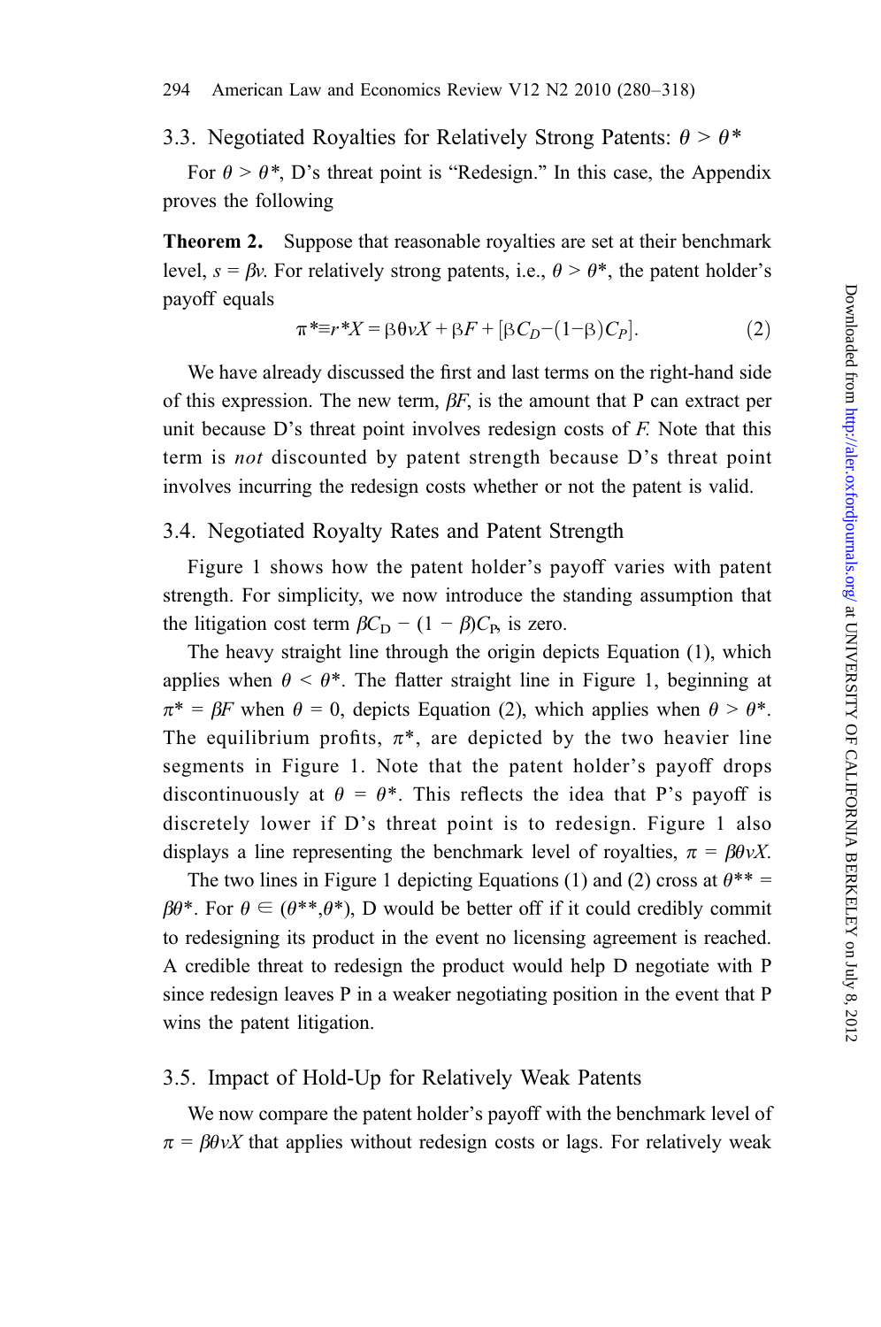### 3.3. Negotiated Royalties for Relatively Strong Patents: $\theta > \theta^*$

For $\theta > \theta^*$, D's threat point is "Redesign." In this case, the Appendix proves the following

**Theorem 2.** Suppose that reasonable royalties are set at their benchmark level, $s = \beta v$. For relatively strong patents, i.e., $\theta > \theta^*$, the patent holder's payoff equals

$$\pi^* \equiv r^* X = \beta \theta v X + \beta F + [\beta C_D - (1-\beta) C_P]. \tag{2}$$

We have already discussed the first and last terms on the right-hand side of this expression. The new term, $\beta F$, is the amount that P can extract per unit because D's threat point involves redesign costs of $F$. Note that this term is *not* discounted by patent strength because D's threat point involves incurring the redesign costs whether or not the patent is valid.

### 3.4. Negotiated Royalty Rates and Patent Strength

Figure 1 shows how the patent holder's payoff varies with patent strength. For simplicity, we now introduce the standing assumption that the litigation cost term $\beta C_D - (1 - \beta) C_P$, is zero.

The heavy straight line through the origin depicts Equation (1), which applies when $\theta < \theta^*$. The flatter straight line in Figure 1, beginning at $\pi^* = \beta F$ when $\theta = 0$, depicts Equation (2), which applies when $\theta > \theta^*$. The equilibrium profits, $\pi^*$, are depicted by the two heavier line segments in Figure 1. Note that the patent holder's payoff drops discontinuously at $\theta = \theta^*$. This reflects the idea that P's payoff is discretely lower if D's threat point is to redesign. Figure 1 also displays a line representing the benchmark level of royalties, $\pi = \beta \theta v X$.

The two lines in Figure 1 depicting Equations (1) and (2) cross at $\theta^{**} = \beta \theta^*$. For $\theta \in (\theta^{**}, \theta^*)$, D would be better off if it could credibly commit to redesigning its product in the event no licensing agreement is reached. A credible threat to redesign the product would help D negotiate with P since redesign leaves P in a weaker negotiating position in the event that P wins the patent litigation.

### 3.5. Impact of Hold-Up for Relatively Weak Patents

We now compare the patent holder's payoff with the benchmark level of $\pi = \beta \theta v X$ that applies without redesign costs or lags. For relatively weak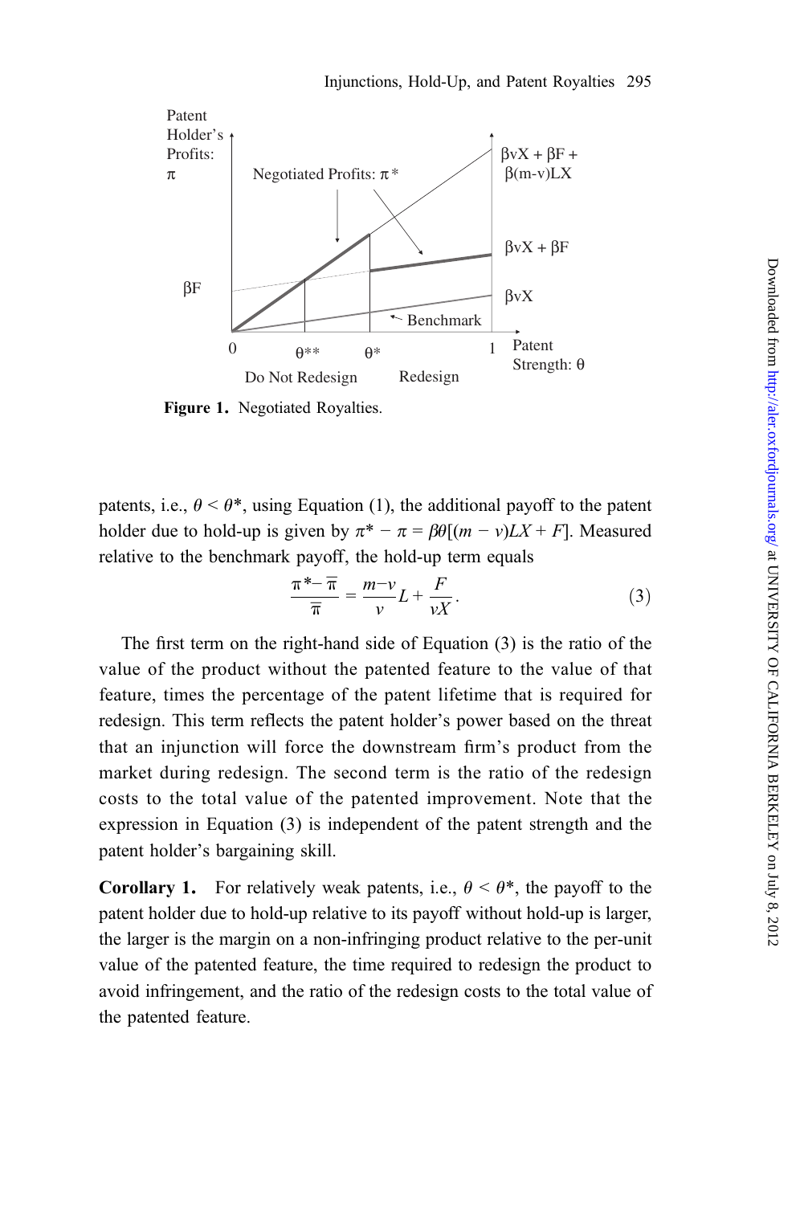Figure 1. Negotiated Royalties.

patents, i.e., $\theta < \theta^*$, using Equation (1), the additional payoff to the patent holder due to hold-up is given by $\pi^* - \pi = \beta\theta[(m - v)LX + F]$. Measured relative to the benchmark payoff, the hold-up term equals

$$\frac{\pi^* - \overline{\pi}}{\overline{\pi}} = \frac{m - v}{v}L + \frac{F}{vX}. \tag{3}$$

The first term on the right-hand side of Equation (3) is the ratio of the value of the product without the patented feature to the value of that feature, times the percentage of the patent lifetime that is required for redesign. This term reflects the patent holder's power based on the threat that an injunction will force the downstream firm's product from the market during redesign. The second term is the ratio of the redesign costs to the total value of the patented improvement. Note that the expression in Equation (3) is independent of the patent strength and the patent holder's bargaining skill.

**Corollary 1.** For relatively weak patents, i.e., $\theta < \theta^*$, the payoff to the patent holder due to hold-up relative to its payoff without hold-up is larger, the larger is the margin on a non-infringing product relative to the per-unit value of the patented feature, the time required to redesign the product to avoid infringement, and the ratio of the redesign costs to the total value of the patented feature.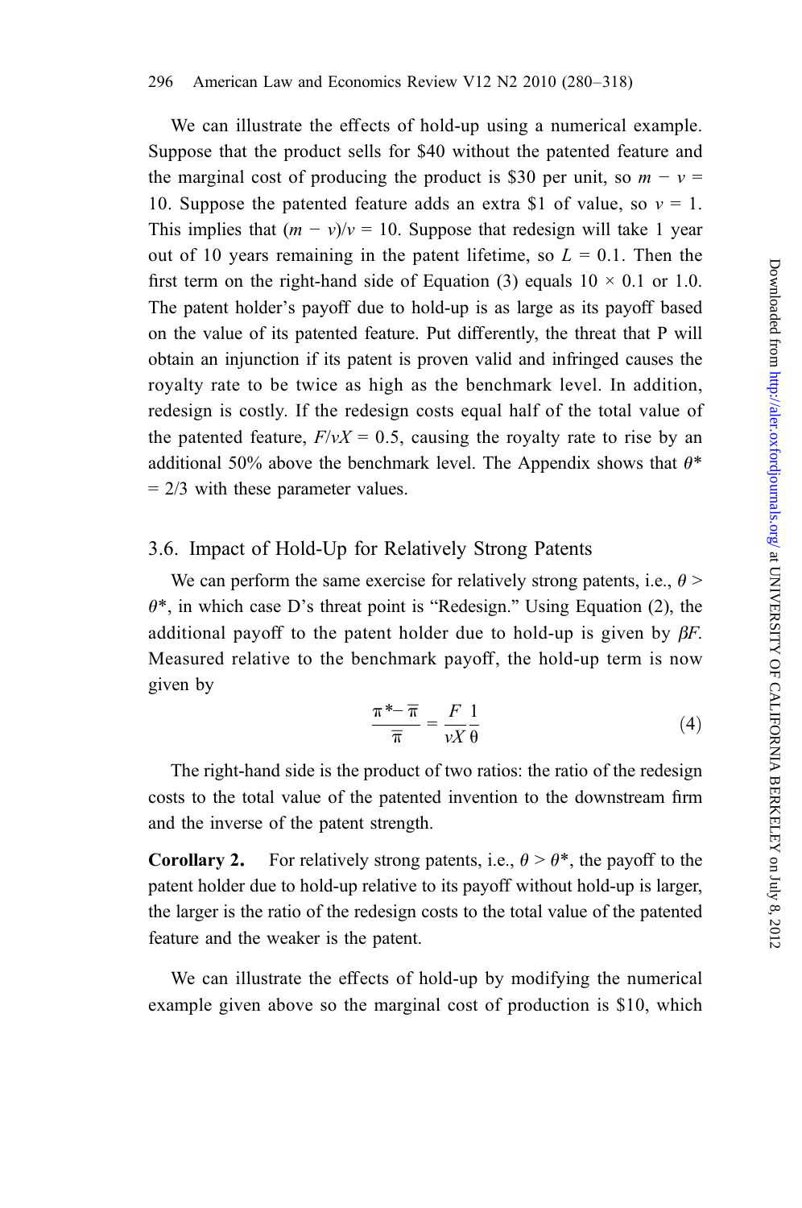We can illustrate the effects of hold-up using a numerical example. Suppose that the product sells for \$40 without the patented feature and the marginal cost of producing the product is \$30 per unit, so $m - v = 10$. Suppose the patented feature adds an extra \$1 of value, so $v = 1$. This implies that $(m - v)/v = 10$. Suppose that redesign will take 1 year out of 10 years remaining in the patent lifetime, so $L = 0.1$. Then the first term on the right-hand side of Equation (3) equals $10 \times 0.1$ or 1.0. The patent holder's payoff due to hold-up is as large as its payoff based on the value of its patented feature. Put differently, the threat that P will obtain an injunction if its patent is proven valid and infringed causes the royalty rate to be twice as high as the benchmark level. In addition, redesign is costly. If the redesign costs equal half of the total value of the patented feature, $F/vX = 0.5$, causing the royalty rate to rise by an additional 50% above the benchmark level. The Appendix shows that $\theta^* = 2/3$ with these parameter values.

## 3.6. Impact of Hold-Up for Relatively Strong Patents

We can perform the same exercise for relatively strong patents, i.e., $\theta > \theta^*$, in which case D's threat point is "Redesign." Using Equation (2), the additional payoff to the patent holder due to hold-up is given by $\beta F$. Measured relative to the benchmark payoff, the hold-up term is now given by

$$\frac{\pi^* - \overline{\pi}}{\overline{\pi}} = \frac{F}{vX}\frac{1}{\theta} \tag{4}$$

The right-hand side is the product of two ratios: the ratio of the redesign costs to the total value of the patented invention to the downstream firm and the inverse of the patent strength.

**Corollary 2.** For relatively strong patents, i.e., $\theta > \theta^*$, the payoff to the patent holder due to hold-up relative to its payoff without hold-up is larger, the larger is the ratio of the redesign costs to the total value of the patented feature and the weaker is the patent.

We can illustrate the effects of hold-up by modifying the numerical example given above so the marginal cost of production is \$10, which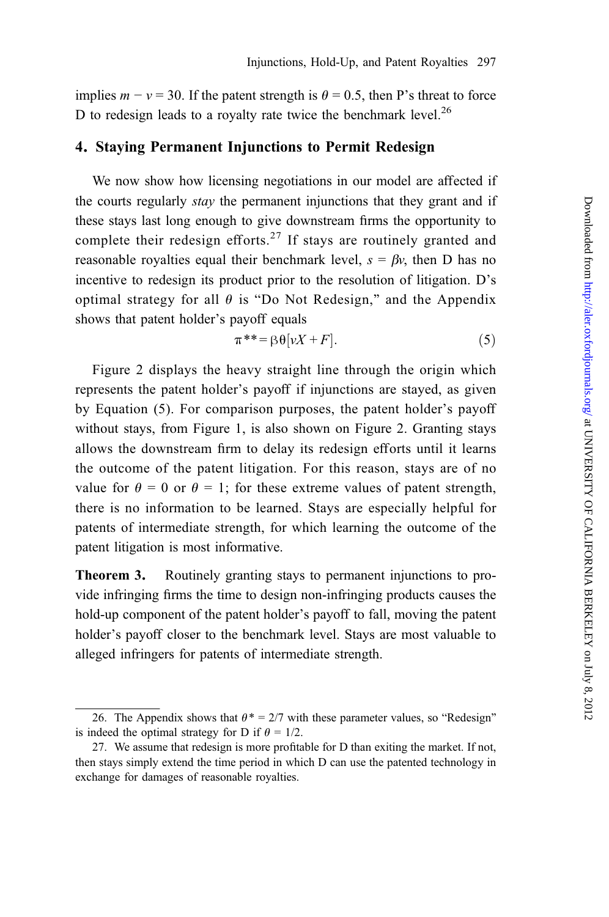implies $m - v = 30$. If the patent strength is $\theta = 0.5$, then P's threat to force D to redesign leads to a royalty rate twice the benchmark level.[26]

## 4. Staying Permanent Injunctions to Permit Redesign

We now show how licensing negotiations in our model are affected if the courts regularly *stay* the permanent injunctions that they grant and if these stays last long enough to give downstream firms the opportunity to complete their redesign efforts.[27] If stays are routinely granted and reasonable royalties equal their benchmark level, $s = \beta v$, then D has no incentive to redesign its product prior to the resolution of litigation. D's optimal strategy for all $\theta$ is "Do Not Redesign," and the Appendix shows that patent holder's payoff equals

$$\pi^{**} = \beta\theta[vX + F]. \tag{5}$$

Figure 2 displays the heavy straight line through the origin which represents the patent holder's payoff if injunctions are stayed, as given by Equation (5). For comparison purposes, the patent holder's payoff without stays, from Figure 1, is also shown on Figure 2. Granting stays allows the downstream firm to delay its redesign efforts until it learns the outcome of the patent litigation. For this reason, stays are of no value for $\theta = 0$ or $\theta = 1$; for these extreme values of patent strength, there is no information to be learned. Stays are especially helpful for patents of intermediate strength, for which learning the outcome of the patent litigation is most informative.

**Theorem 3.** Routinely granting stays to permanent injunctions to provide infringing firms the time to design non-infringing products causes the hold-up component of the patent holder's payoff to fall, moving the patent holder's payoff closer to the benchmark level. Stays are most valuable to alleged infringers for patents of intermediate strength.

---

26. The Appendix shows that $\theta^* = 2/7$ with these parameter values, so "Redesign" is indeed the optimal strategy for D if $\theta = 1/2$.

27. We assume that redesign is more profitable for D than exiting the market. If not, then stays simply extend the time period in which D can use the patented technology in exchange for damages of reasonable royalties.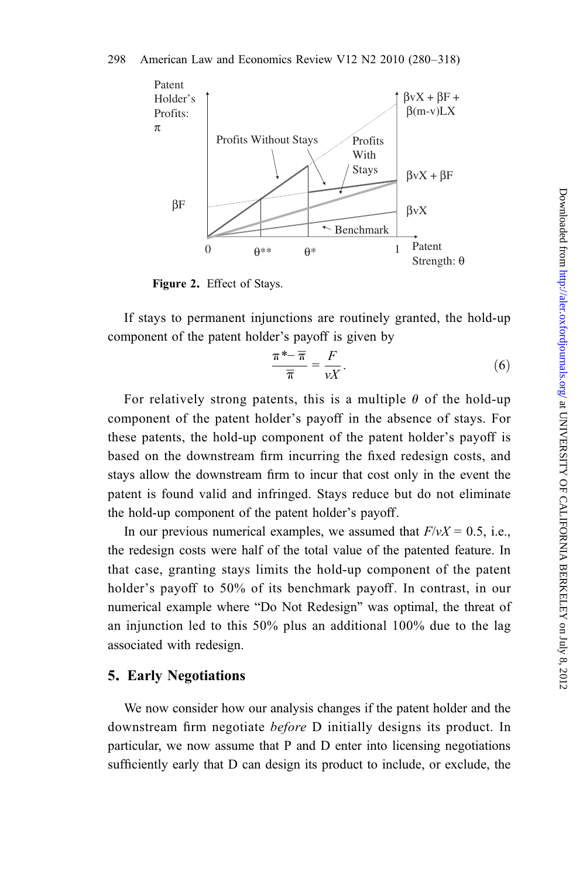**Figure 2.** Effect of Stays.

If stays to permanent injunctions are routinely granted, the hold-up component of the patent holder's payoff is given by

$$\frac{\pi^{*} - \overline{\pi}}{\overline{\pi}} = \frac{F}{vX}. \tag{6}$$

For relatively strong patents, this is a multiple $\theta$ of the hold-up component of the patent holder's payoff in the absence of stays. For these patents, the hold-up component of the patent holder's payoff is based on the downstream firm incurring the fixed redesign costs, and stays allow the downstream firm to incur that cost only in the event the patent is found valid and infringed. Stays reduce but do not eliminate the hold-up component of the patent holder's payoff.

In our previous numerical examples, we assumed that $F/vX = 0.5$, i.e., the redesign costs were half of the total value of the patented feature. In that case, granting stays limits the hold-up component of the patent holder's payoff to 50% of its benchmark payoff. In contrast, in our numerical example where "Do Not Redesign" was optimal, the threat of an injunction led to this 50% plus an additional 100% due to the lag associated with redesign.

## 5. Early Negotiations

We now consider how our analysis changes if the patent holder and the downstream firm negotiate *before* D initially designs its product. In particular, we now assume that P and D enter into licensing negotiations sufficiently early that D can design its product to include, or exclude, the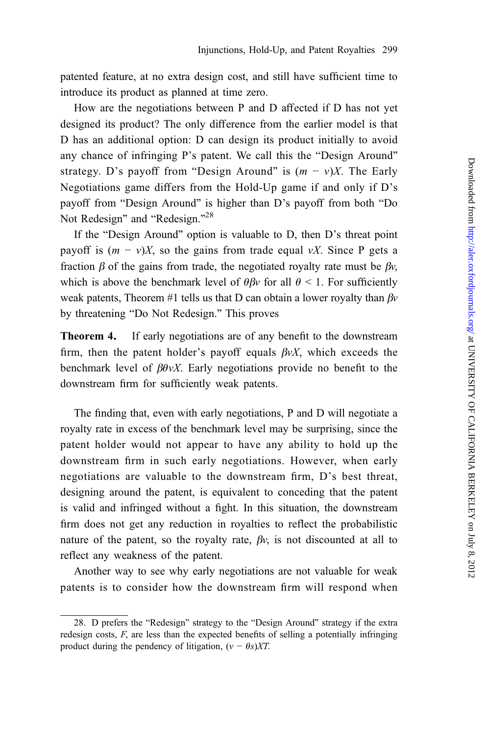patented feature, at no extra design cost, and still have sufficient time to introduce its product as planned at time zero.

How are the negotiations between P and D affected if D has not yet designed its product? The only difference from the earlier model is that D has an additional option: D can design its product initially to avoid any chance of infringing P's patent. We call this the "Design Around" strategy. D's payoff from "Design Around" is $(m - v)X$. The Early Negotiations game differs from the Hold-Up game if and only if D's payoff from "Design Around" is higher than D's payoff from both "Do Not Redesign" and "Redesign."[28]

If the "Design Around" option is valuable to D, then D's threat point payoff is $(m - v)X$, so the gains from trade equal $vX$. Since P gets a fraction $\beta$ of the gains from trade, the negotiated royalty rate must be $\beta v$, which is above the benchmark level of $\theta\beta v$ for all $\theta < 1$. For sufficiently weak patents, Theorem #1 tells us that D can obtain a lower royalty than $\beta v$ by threatening "Do Not Redesign." This proves

**Theorem 4.** If early negotiations are of any benefit to the downstream firm, then the patent holder's payoff equals $\beta vX$, which exceeds the benchmark level of $\beta\theta vX$. Early negotiations provide no benefit to the downstream firm for sufficiently weak patents.

The finding that, even with early negotiations, P and D will negotiate a royalty rate in excess of the benchmark level may be surprising, since the patent holder would not appear to have any ability to hold up the downstream firm in such early negotiations. However, when early negotiations are valuable to the downstream firm, D's best threat, designing around the patent, is equivalent to conceding that the patent is valid and infringed without a fight. In this situation, the downstream firm does not get any reduction in royalties to reflect the probabilistic nature of the patent, so the royalty rate, $\beta v$, is not discounted at all to reflect any weakness of the patent.

Another way to see why early negotiations are not valuable for weak patents is to consider how the downstream firm will respond when

---

28. D prefers the "Redesign" strategy to the "Design Around" strategy if the extra redesign costs, $F$, are less than the expected benefits of selling a potentially infringing product during the pendency of litigation, $(v - \theta s)XT$.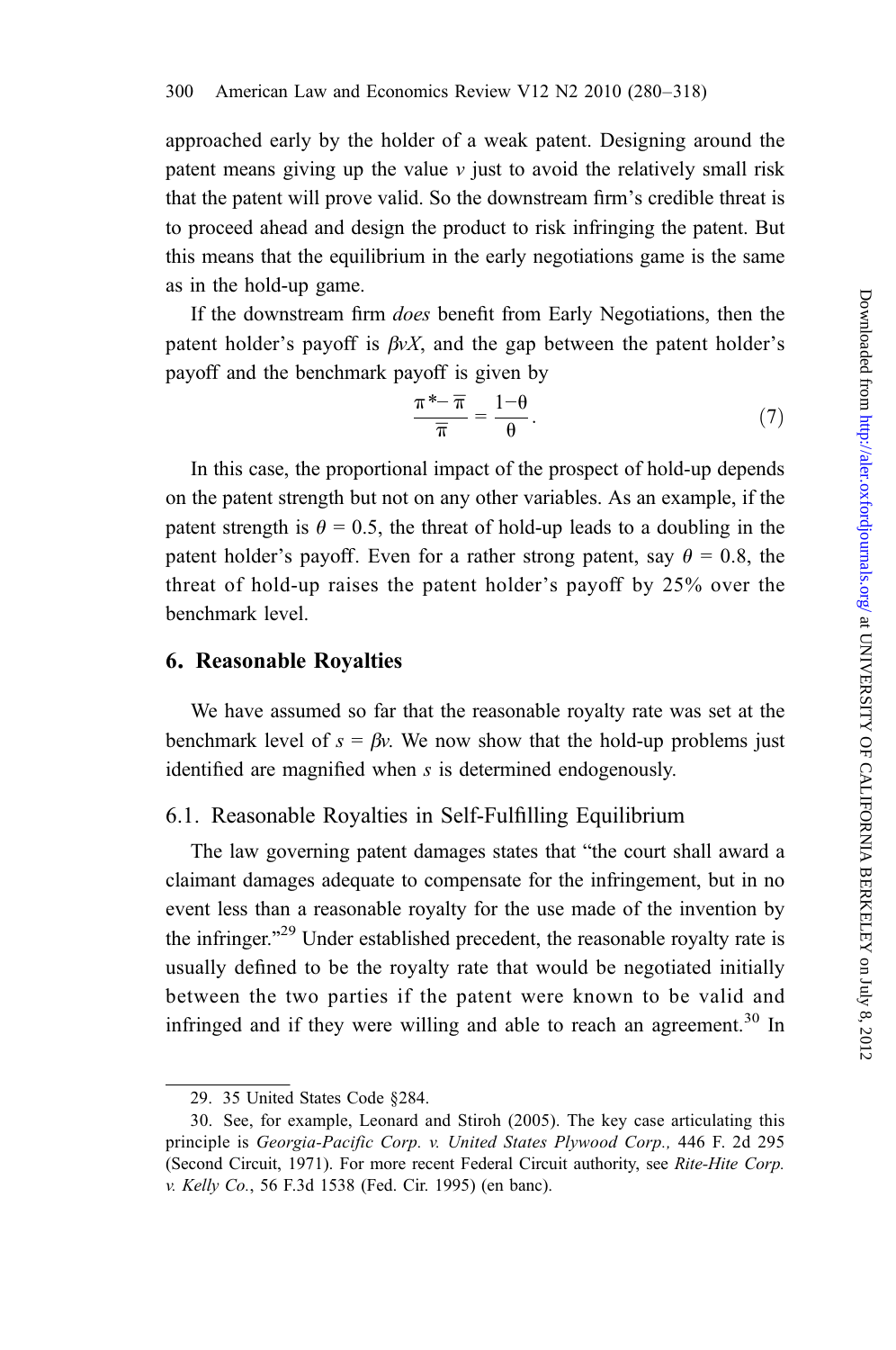approached early by the holder of a weak patent. Designing around the patent means giving up the value $v$ just to avoid the relatively small risk that the patent will prove valid. So the downstream firm's credible threat is to proceed ahead and design the product to risk infringing the patent. But this means that the equilibrium in the early negotiations game is the same as in the hold-up game.

If the downstream firm *does* benefit from Early Negotiations, then the patent holder's payoff is $\beta vX$, and the gap between the patent holder's payoff and the benchmark payoff is given by

$$\frac{\pi^* - \overline{\pi}}{\overline{\pi}} = \frac{1-\theta}{\theta}. \tag{7}$$

In this case, the proportional impact of the prospect of hold-up depends on the patent strength but not on any other variables. As an example, if the patent strength is $\theta = 0.5$, the threat of hold-up leads to a doubling in the patent holder's payoff. Even for a rather strong patent, say $\theta = 0.8$, the threat of hold-up raises the patent holder's payoff by 25% over the benchmark level.

## 6. Reasonable Royalties

We have assumed so far that the reasonable royalty rate was set at the benchmark level of $s = \beta v$. We now show that the hold-up problems just identified are magnified when $s$ is determined endogenously.

### 6.1. Reasonable Royalties in Self-Fulfilling Equilibrium

The law governing patent damages states that "the court shall award a claimant damages adequate to compensate for the infringement, but in no event less than a reasonable royalty for the use made of the invention by the infringer."[29] Under established precedent, the reasonable royalty rate is usually defined to be the royalty rate that would be negotiated initially between the two parties if the patent were known to be valid and infringed and if they were willing and able to reach an agreement.[30] In

29. 35 United States Code §284.

30. See, for example, Leonard and Stiroh (2005). The key case articulating this principle is *Georgia-Pacific Corp. v. United States Plywood Corp.,* 446 F. 2d 295 (Second Circuit, 1971). For more recent Federal Circuit authority, see *Rite-Hite Corp. v. Kelly Co.*, 56 F.3d 1538 (Fed. Cir. 1995) (en banc).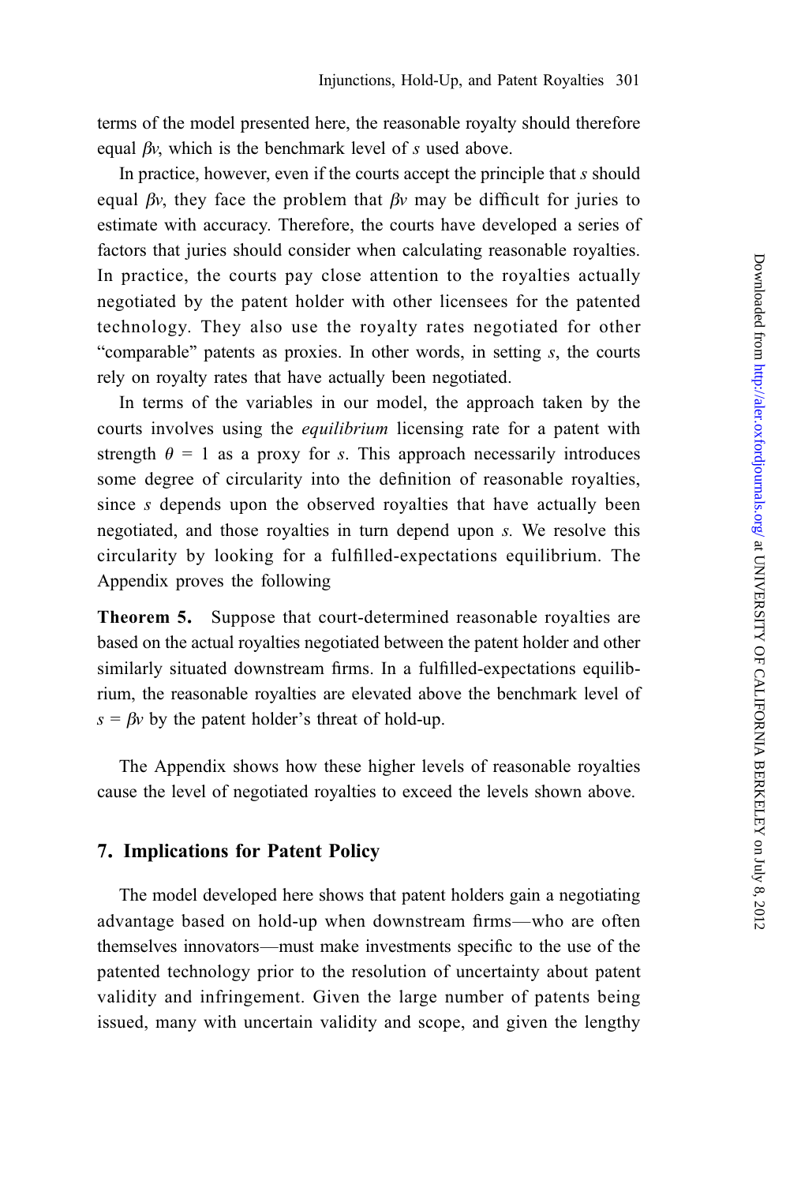terms of the model presented here, the reasonable royalty should therefore equal $\beta v$, which is the benchmark level of $s$ used above.

In practice, however, even if the courts accept the principle that $s$ should equal $\beta v$, they face the problem that $\beta v$ may be difficult for juries to estimate with accuracy. Therefore, the courts have developed a series of factors that juries should consider when calculating reasonable royalties. In practice, the courts pay close attention to the royalties actually negotiated by the patent holder with other licensees for the patented technology. They also use the royalty rates negotiated for other "comparable" patents as proxies. In other words, in setting $s$, the courts rely on royalty rates that have actually been negotiated.

In terms of the variables in our model, the approach taken by the courts involves using the *equilibrium* licensing rate for a patent with strength $\theta = 1$ as a proxy for $s$. This approach necessarily introduces some degree of circularity into the definition of reasonable royalties, since $s$ depends upon the observed royalties that have actually been negotiated, and those royalties in turn depend upon $s$. We resolve this circularity by looking for a fulfilled-expectations equilibrium. The Appendix proves the following

**Theorem 5.** Suppose that court-determined reasonable royalties are based on the actual royalties negotiated between the patent holder and other similarly situated downstream firms. In a fulfilled-expectations equilibrium, the reasonable royalties are elevated above the benchmark level of $s = \beta v$ by the patent holder's threat of hold-up.

The Appendix shows how these higher levels of reasonable royalties cause the level of negotiated royalties to exceed the levels shown above.

## 7. Implications for Patent Policy

The model developed here shows that patent holders gain a negotiating advantage based on hold-up when downstream firms—who are often themselves innovators—must make investments specific to the use of the patented technology prior to the resolution of uncertainty about patent validity and infringement. Given the large number of patents being issued, many with uncertain validity and scope, and given the lengthy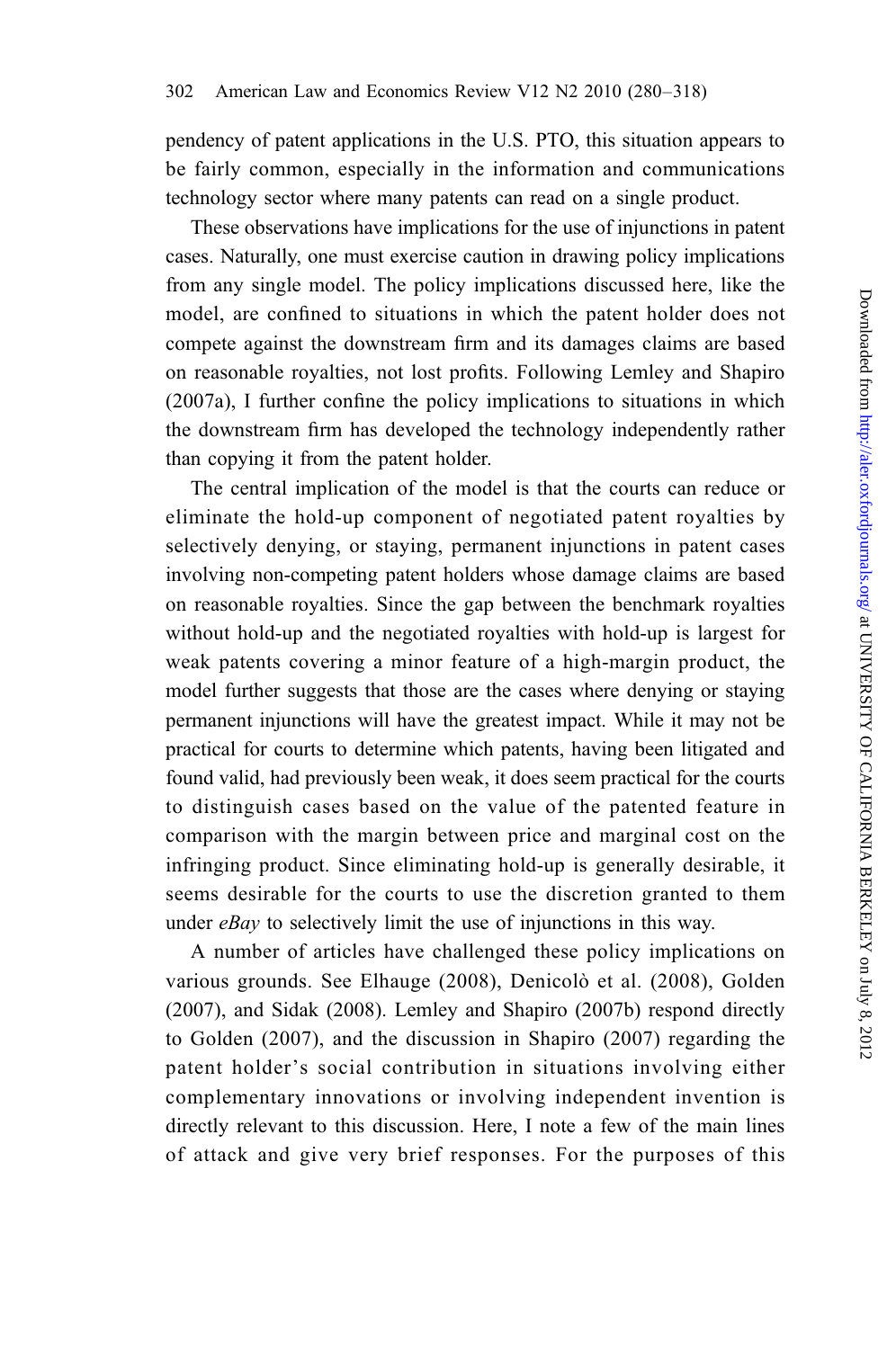pendency of patent applications in the U.S. PTO, this situation appears to be fairly common, especially in the information and communications technology sector where many patents can read on a single product.

These observations have implications for the use of injunctions in patent cases. Naturally, one must exercise caution in drawing policy implications from any single model. The policy implications discussed here, like the model, are confined to situations in which the patent holder does not compete against the downstream firm and its damages claims are based on reasonable royalties, not lost profits. Following Lemley and Shapiro (2007a), I further confine the policy implications to situations in which the downstream firm has developed the technology independently rather than copying it from the patent holder.

The central implication of the model is that the courts can reduce or eliminate the hold-up component of negotiated patent royalties by selectively denying, or staying, permanent injunctions in patent cases involving non-competing patent holders whose damage claims are based on reasonable royalties. Since the gap between the benchmark royalties without hold-up and the negotiated royalties with hold-up is largest for weak patents covering a minor feature of a high-margin product, the model further suggests that those are the cases where denying or staying permanent injunctions will have the greatest impact. While it may not be practical for courts to determine which patents, having been litigated and found valid, had previously been weak, it does seem practical for the courts to distinguish cases based on the value of the patented feature in comparison with the margin between price and marginal cost on the infringing product. Since eliminating hold-up is generally desirable, it seems desirable for the courts to use the discretion granted to them under *eBay* to selectively limit the use of injunctions in this way.

A number of articles have challenged these policy implications on various grounds. See Elhauge (2008), Denicolò et al. (2008), Golden (2007), and Sidak (2008). Lemley and Shapiro (2007b) respond directly to Golden (2007), and the discussion in Shapiro (2007) regarding the patent holder's social contribution in situations involving either complementary innovations or involving independent invention is directly relevant to this discussion. Here, I note a few of the main lines of attack and give very brief responses. For the purposes of this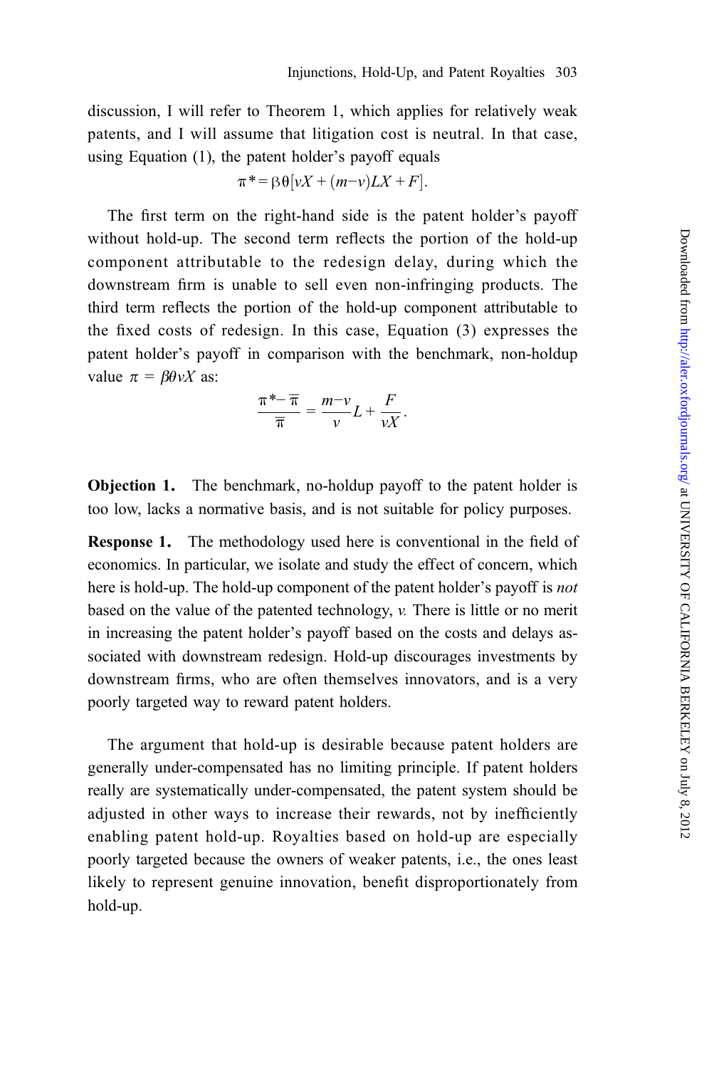discussion, I will refer to Theorem 1, which applies for relatively weak patents, and I will assume that litigation cost is neutral. In that case, using Equation (1), the patent holder's payoff equals

$$\pi^* = \beta\theta[vX + (m-v)LX + F].$$

The first term on the right-hand side is the patent holder's payoff without hold-up. The second term reflects the portion of the hold-up component attributable to the redesign delay, during which the downstream firm is unable to sell even non-infringing products. The third term reflects the portion of the hold-up component attributable to the fixed costs of redesign. In this case, Equation (3) expresses the patent holder's payoff in comparison with the benchmark, non-holdup value $\pi = \beta\theta vX$ as:

$$\frac{\pi^* - \overline{\pi}}{\overline{\pi}} = \frac{m-v}{v}L + \frac{F}{vX}.$$

**Objection 1.** The benchmark, no-holdup payoff to the patent holder is too low, lacks a normative basis, and is not suitable for policy purposes.

**Response 1.** The methodology used here is conventional in the field of economics. In particular, we isolate and study the effect of concern, which here is hold-up. The hold-up component of the patent holder's payoff is *not* based on the value of the patented technology, *v.* There is little or no merit in increasing the patent holder's payoff based on the costs and delays associated with downstream redesign. Hold-up discourages investments by downstream firms, who are often themselves innovators, and is a very poorly targeted way to reward patent holders.

The argument that hold-up is desirable because patent holders are generally under-compensated has no limiting principle. If patent holders really are systematically under-compensated, the patent system should be adjusted in other ways to increase their rewards, not by inefficiently enabling patent hold-up. Royalties based on hold-up are especially poorly targeted because the owners of weaker patents, i.e., the ones least likely to represent genuine innovation, benefit disproportionately from hold-up.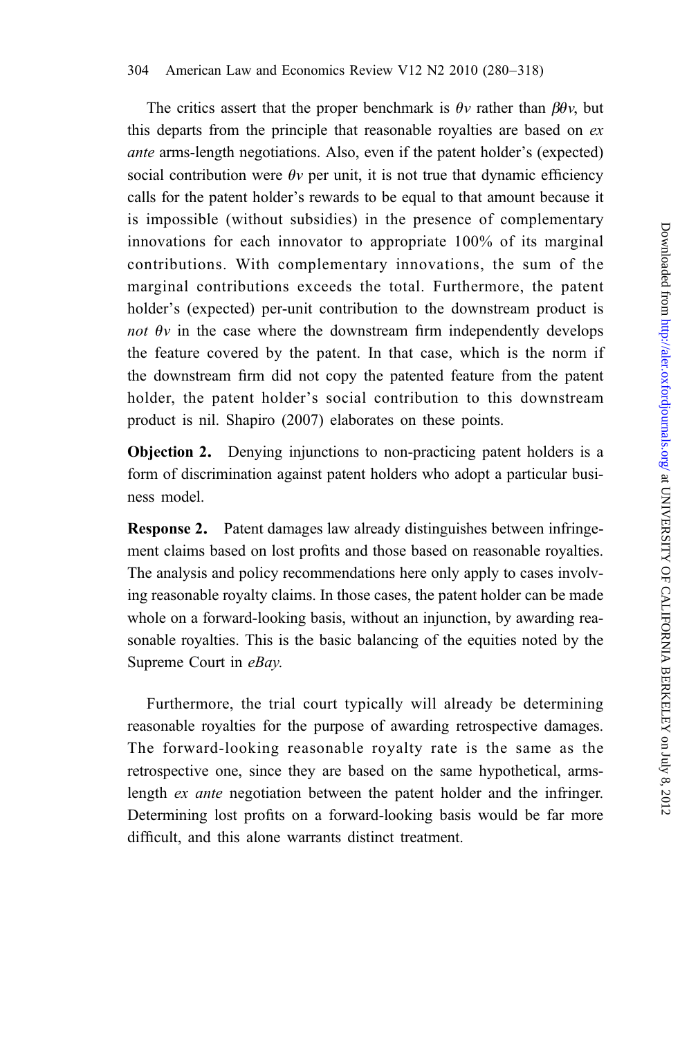The critics assert that the proper benchmark is $\theta v$ rather than $\beta\theta v$, but this departs from the principle that reasonable royalties are based on *ex ante* arms-length negotiations. Also, even if the patent holder's (expected) social contribution were $\theta v$ per unit, it is not true that dynamic efficiency calls for the patent holder's rewards to be equal to that amount because it is impossible (without subsidies) in the presence of complementary innovations for each innovator to appropriate 100% of its marginal contributions. With complementary innovations, the sum of the marginal contributions exceeds the total. Furthermore, the patent holder's (expected) per-unit contribution to the downstream product is *not* $\theta v$ in the case where the downstream firm independently develops the feature covered by the patent. In that case, which is the norm if the downstream firm did not copy the patented feature from the patent holder, the patent holder's social contribution to this downstream product is nil. Shapiro (2007) elaborates on these points.

**Objection 2.** Denying injunctions to non-practicing patent holders is a form of discrimination against patent holders who adopt a particular business model.

**Response 2.** Patent damages law already distinguishes between infringement claims based on lost profits and those based on reasonable royalties. The analysis and policy recommendations here only apply to cases involving reasonable royalty claims. In those cases, the patent holder can be made whole on a forward-looking basis, without an injunction, by awarding reasonable royalties. This is the basic balancing of the equities noted by the Supreme Court in *eBay*.

Furthermore, the trial court typically will already be determining reasonable royalties for the purpose of awarding retrospective damages. The forward-looking reasonable royalty rate is the same as the retrospective one, since they are based on the same hypothetical, arms-length *ex ante* negotiation between the patent holder and the infringer. Determining lost profits on a forward-looking basis would be far more difficult, and this alone warrants distinct treatment.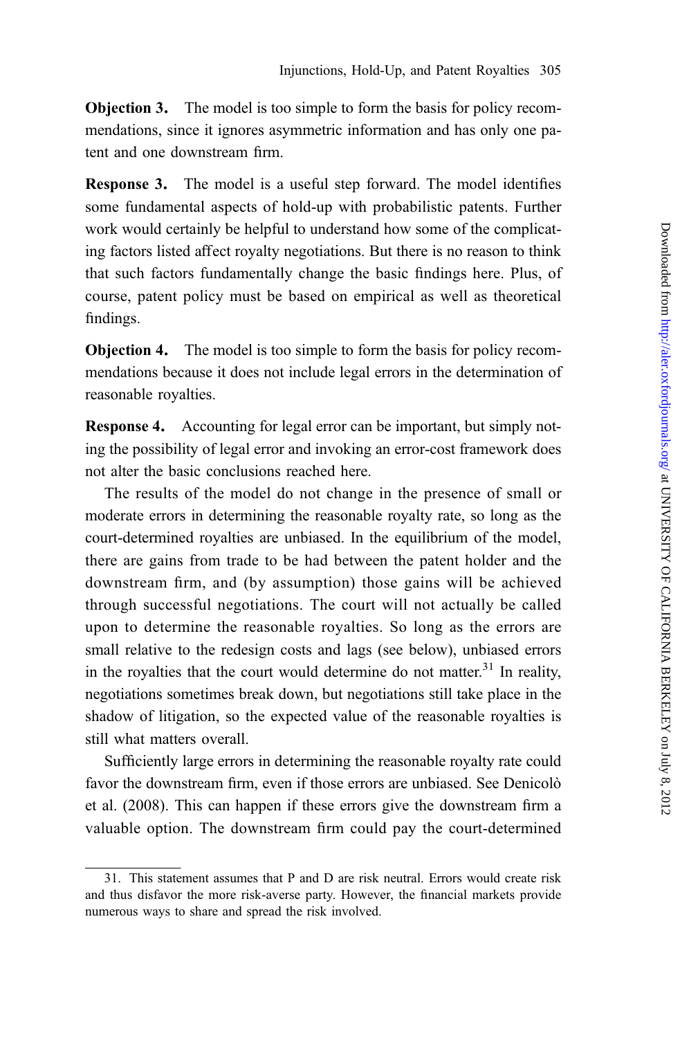**Objection 3.** The model is too simple to form the basis for policy recommendations, since it ignores asymmetric information and has only one patent and one downstream firm.

**Response 3.** The model is a useful step forward. The model identifies some fundamental aspects of hold-up with probabilistic patents. Further work would certainly be helpful to understand how some of the complicating factors listed affect royalty negotiations. But there is no reason to think that such factors fundamentally change the basic findings here. Plus, of course, patent policy must be based on empirical as well as theoretical findings.

**Objection 4.** The model is too simple to form the basis for policy recommendations because it does not include legal errors in the determination of reasonable royalties.

**Response 4.** Accounting for legal error can be important, but simply noting the possibility of legal error and invoking an error-cost framework does not alter the basic conclusions reached here.

The results of the model do not change in the presence of small or moderate errors in determining the reasonable royalty rate, so long as the court-determined royalties are unbiased. In the equilibrium of the model, there are gains from trade to be had between the patent holder and the downstream firm, and (by assumption) those gains will be achieved through successful negotiations. The court will not actually be called upon to determine the reasonable royalties. So long as the errors are small relative to the redesign costs and lags (see below), unbiased errors in the royalties that the court would determine do not matter.[31] In reality, negotiations sometimes break down, but negotiations still take place in the shadow of litigation, so the expected value of the reasonable royalties is still what matters overall.

Sufficiently large errors in determining the reasonable royalty rate could favor the downstream firm, even if those errors are unbiased. See Denicolò et al. (2008). This can happen if these errors give the downstream firm a valuable option. The downstream firm could pay the court-determined

---

31. This statement assumes that P and D are risk neutral. Errors would create risk and thus disfavor the more risk-averse party. However, the financial markets provide numerous ways to share and spread the risk involved.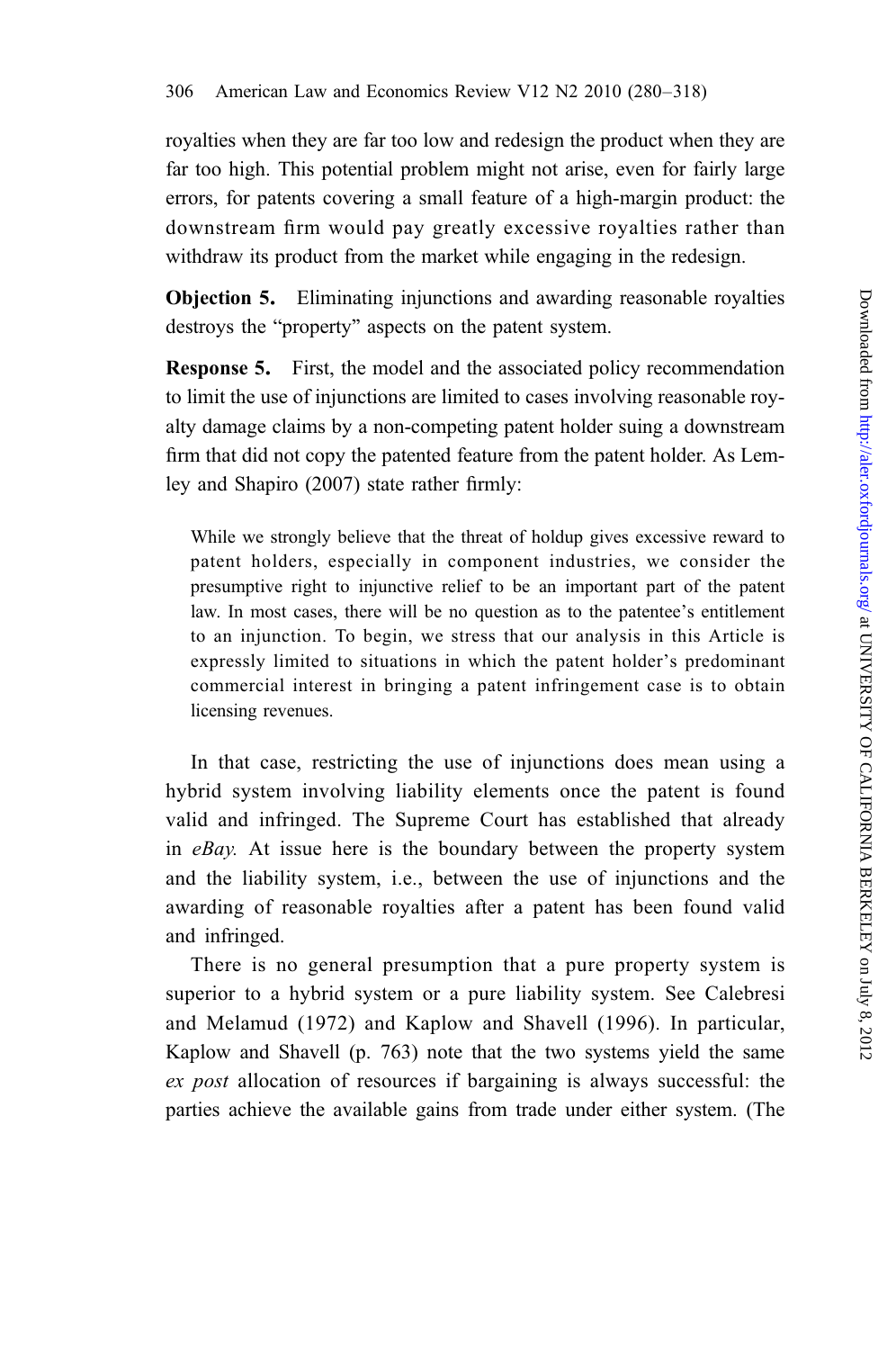royalties when they are far too low and redesign the product when they are far too high. This potential problem might not arise, even for fairly large errors, for patents covering a small feature of a high-margin product: the downstream firm would pay greatly excessive royalties rather than withdraw its product from the market while engaging in the redesign.

**Objection 5.** Eliminating injunctions and awarding reasonable royalties destroys the "property" aspects on the patent system.

**Response 5.** First, the model and the associated policy recommendation to limit the use of injunctions are limited to cases involving reasonable royalty damage claims by a non-competing patent holder suing a downstream firm that did not copy the patented feature from the patent holder. As Lemley and Shapiro (2007) state rather firmly:

> While we strongly believe that the threat of holdup gives excessive reward to patent holders, especially in component industries, we consider the presumptive right to injunctive relief to be an important part of the patent law. In most cases, there will be no question as to the patentee's entitlement to an injunction. To begin, we stress that our analysis in this Article is expressly limited to situations in which the patent holder's predominant commercial interest in bringing a patent infringement case is to obtain licensing revenues.

In that case, restricting the use of injunctions does mean using a hybrid system involving liability elements once the patent is found valid and infringed. The Supreme Court has established that already in *eBay.* At issue here is the boundary between the property system and the liability system, i.e., between the use of injunctions and the awarding of reasonable royalties after a patent has been found valid and infringed.

There is no general presumption that a pure property system is superior to a hybrid system or a pure liability system. See Calebresi and Melamud (1972) and Kaplow and Shavell (1996). In particular, Kaplow and Shavell (p. 763) note that the two systems yield the same *ex post* allocation of resources if bargaining is always successful: the parties achieve the available gains from trade under either system. (The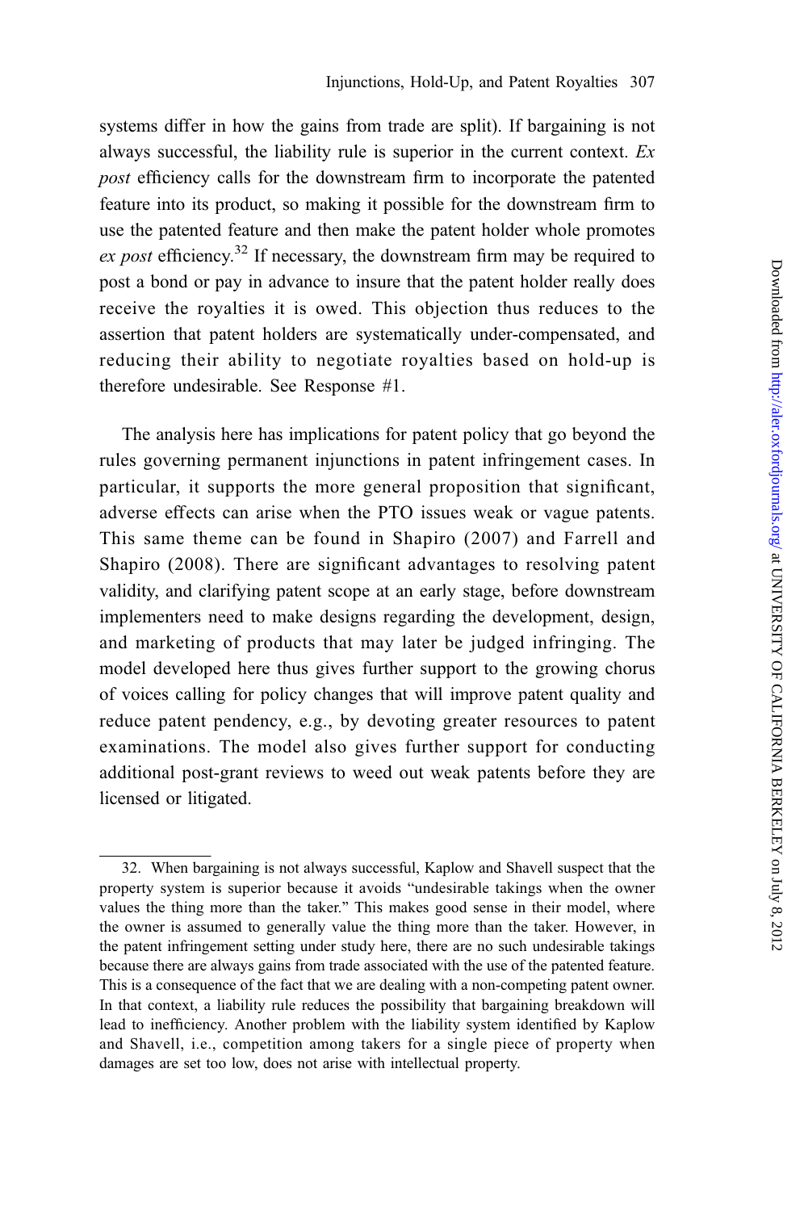systems differ in how the gains from trade are split). If bargaining is not always successful, the liability rule is superior in the current context. *Ex post* efficiency calls for the downstream firm to incorporate the patented feature into its product, so making it possible for the downstream firm to use the patented feature and then make the patent holder whole promotes *ex post* efficiency.[32] If necessary, the downstream firm may be required to post a bond or pay in advance to insure that the patent holder really does receive the royalties it is owed. This objection thus reduces to the assertion that patent holders are systematically under-compensated, and reducing their ability to negotiate royalties based on hold-up is therefore undesirable. See Response #1.

The analysis here has implications for patent policy that go beyond the rules governing permanent injunctions in patent infringement cases. In particular, it supports the more general proposition that significant, adverse effects can arise when the PTO issues weak or vague patents. This same theme can be found in Shapiro (2007) and Farrell and Shapiro (2008). There are significant advantages to resolving patent validity, and clarifying patent scope at an early stage, before downstream implementers need to make designs regarding the development, design, and marketing of products that may later be judged infringing. The model developed here thus gives further support to the growing chorus of voices calling for policy changes that will improve patent quality and reduce patent pendency, e.g., by devoting greater resources to patent examinations. The model also gives further support for conducting additional post-grant reviews to weed out weak patents before they are licensed or litigated.

---

32. When bargaining is not always successful, Kaplow and Shavell suspect that the property system is superior because it avoids "undesirable takings when the owner values the thing more than the taker." This makes good sense in their model, where the owner is assumed to generally value the thing more than the taker. However, in the patent infringement setting under study here, there are no such undesirable takings because there are always gains from trade associated with the use of the patented feature. This is a consequence of the fact that we are dealing with a non-competing patent owner. In that context, a liability rule reduces the possibility that bargaining breakdown will lead to inefficiency. Another problem with the liability system identified by Kaplow and Shavell, i.e., competition among takers for a single piece of property when damages are set too low, does not arise with intellectual property.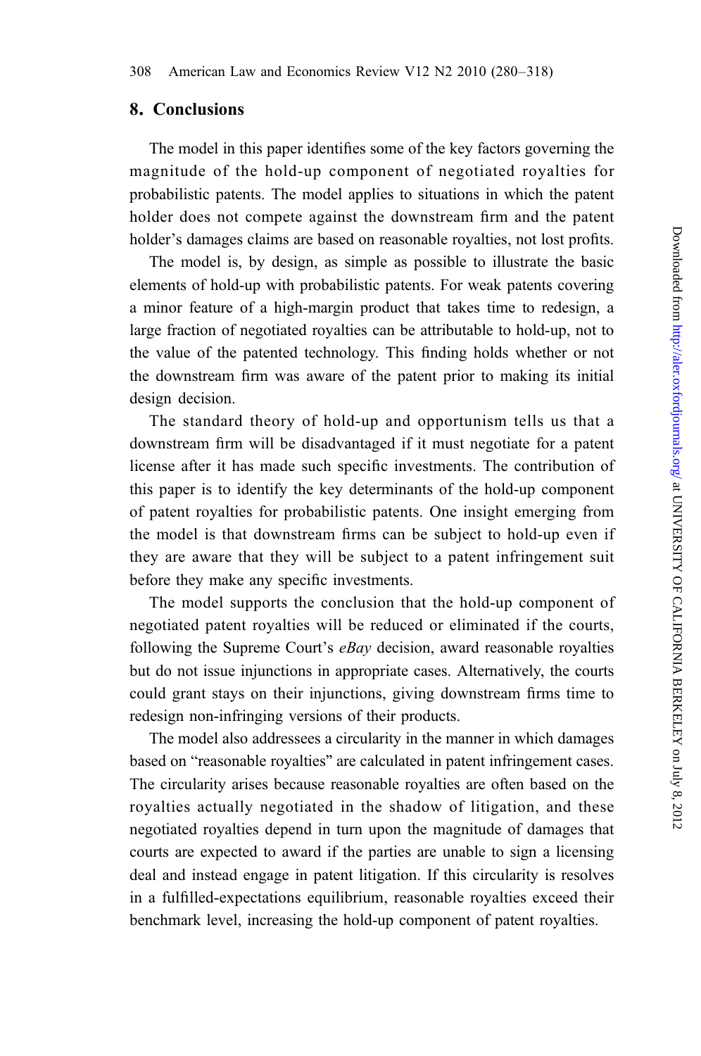## 8. Conclusions

The model in this paper identifies some of the key factors governing the magnitude of the hold-up component of negotiated royalties for probabilistic patents. The model applies to situations in which the patent holder does not compete against the downstream firm and the patent holder's damages claims are based on reasonable royalties, not lost profits.

The model is, by design, as simple as possible to illustrate the basic elements of hold-up with probabilistic patents. For weak patents covering a minor feature of a high-margin product that takes time to redesign, a large fraction of negotiated royalties can be attributable to hold-up, not to the value of the patented technology. This finding holds whether or not the downstream firm was aware of the patent prior to making its initial design decision.

The standard theory of hold-up and opportunism tells us that a downstream firm will be disadvantaged if it must negotiate for a patent license after it has made such specific investments. The contribution of this paper is to identify the key determinants of the hold-up component of patent royalties for probabilistic patents. One insight emerging from the model is that downstream firms can be subject to hold-up even if they are aware that they will be subject to a patent infringement suit before they make any specific investments.

The model supports the conclusion that the hold-up component of negotiated patent royalties will be reduced or eliminated if the courts, following the Supreme Court's *eBay* decision, award reasonable royalties but do not issue injunctions in appropriate cases. Alternatively, the courts could grant stays on their injunctions, giving downstream firms time to redesign non-infringing versions of their products.

The model also addressees a circularity in the manner in which damages based on "reasonable royalties" are calculated in patent infringement cases. The circularity arises because reasonable royalties are often based on the royalties actually negotiated in the shadow of litigation, and these negotiated royalties depend in turn upon the magnitude of damages that courts are expected to award if the parties are unable to sign a licensing deal and instead engage in patent litigation. If this circularity is resolves in a fulfilled-expectations equilibrium, reasonable royalties exceed their benchmark level, increasing the hold-up component of patent royalties.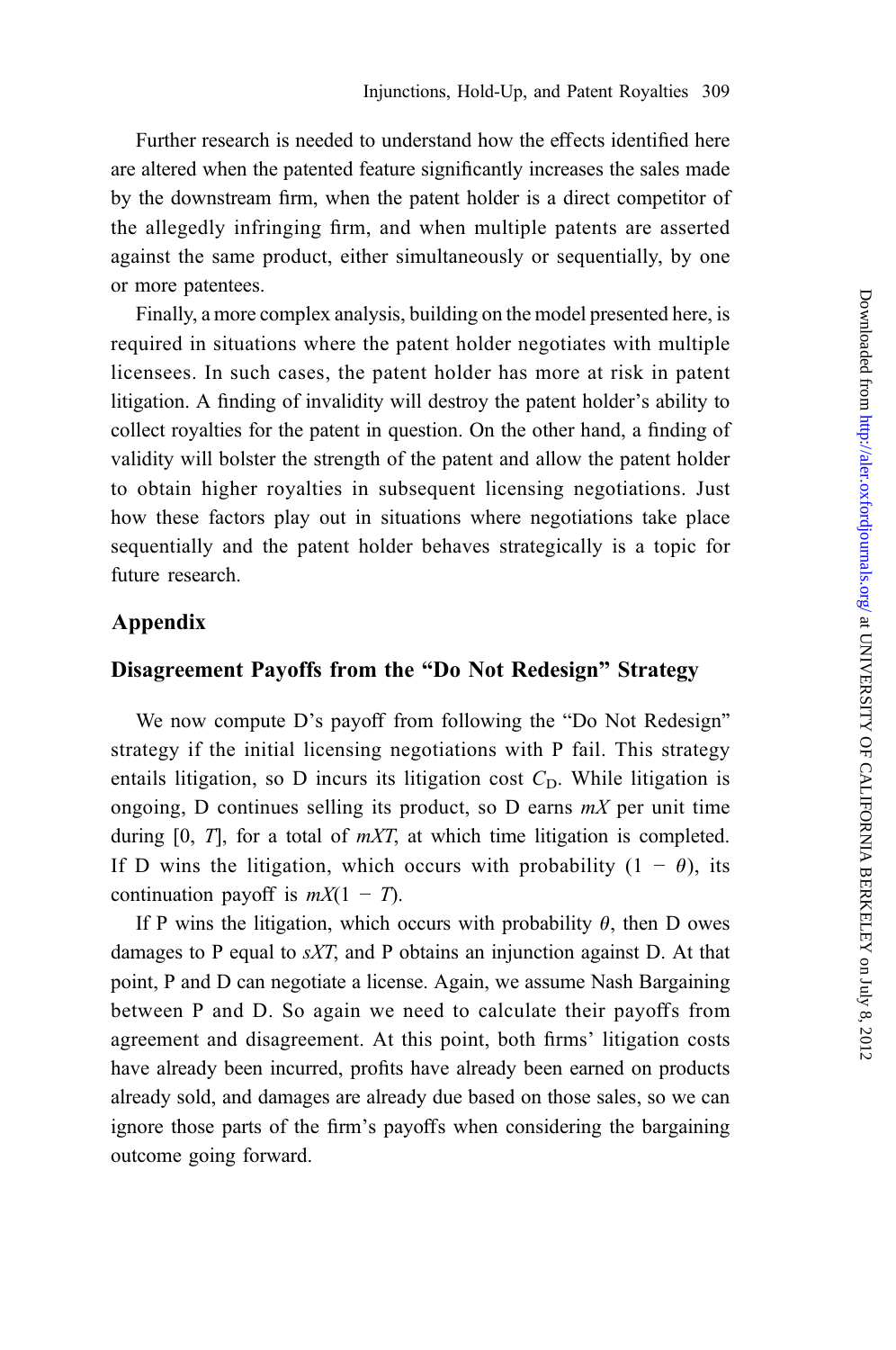Further research is needed to understand how the effects identified here are altered when the patented feature significantly increases the sales made by the downstream firm, when the patent holder is a direct competitor of the allegedly infringing firm, and when multiple patents are asserted against the same product, either simultaneously or sequentially, by one or more patentees.

Finally, a more complex analysis, building on the model presented here, is required in situations where the patent holder negotiates with multiple licensees. In such cases, the patent holder has more at risk in patent litigation. A finding of invalidity will destroy the patent holder's ability to collect royalties for the patent in question. On the other hand, a finding of validity will bolster the strength of the patent and allow the patent holder to obtain higher royalties in subsequent licensing negotiations. Just how these factors play out in situations where negotiations take place sequentially and the patent holder behaves strategically is a topic for future research.

## Appendix

### Disagreement Payoffs from the "Do Not Redesign" Strategy

We now compute D's payoff from following the "Do Not Redesign" strategy if the initial licensing negotiations with P fail. This strategy entails litigation, so D incurs its litigation cost $C_D$. While litigation is ongoing, D continues selling its product, so D earns $mX$ per unit time during $[0, T]$, for a total of $mXT$, at which time litigation is completed. If D wins the litigation, which occurs with probability $(1 - \theta)$, its continuation payoff is $mX(1 - T)$.

If P wins the litigation, which occurs with probability $\theta$, then D owes damages to P equal to $sXT$, and P obtains an injunction against D. At that point, P and D can negotiate a license. Again, we assume Nash Bargaining between P and D. So again we need to calculate their payoffs from agreement and disagreement. At this point, both firms' litigation costs have already been incurred, profits have already been earned on products already sold, and damages are already due based on those sales, so we can ignore those parts of the firm's payoffs when considering the bargaining outcome going forward.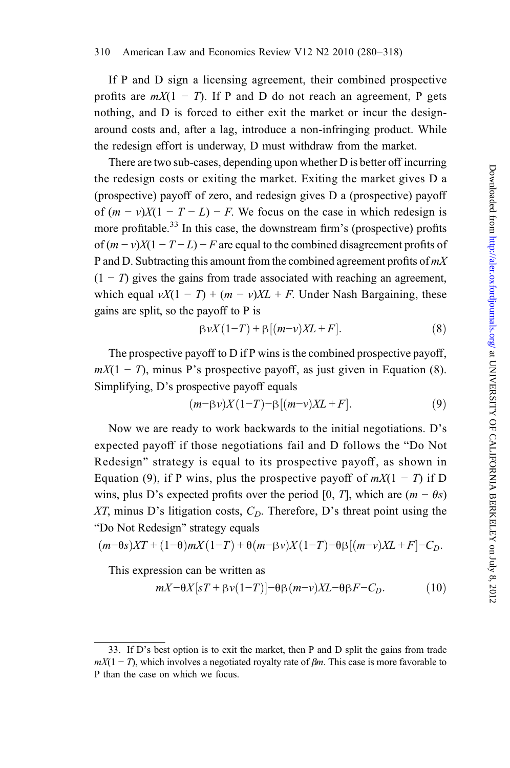If P and D sign a licensing agreement, their combined prospective profits are $mX(1 - T)$. If P and D do not reach an agreement, P gets nothing, and D is forced to either exit the market or incur the design-around costs and, after a lag, introduce a non-infringing product. While the redesign effort is underway, D must withdraw from the market.

There are two sub-cases, depending upon whether D is better off incurring the redesign costs or exiting the market. Exiting the market gives D a (prospective) payoff of zero, and redesign gives D a (prospective) payoff of $(m - v)X(1 - T - L) - F$. We focus on the case in which redesign is more profitable.[33] In this case, the downstream firm's (prospective) profits of $(m - v)X(1 - T - L) - F$ are equal to the combined disagreement profits of P and D. Subtracting this amount from the combined agreement profits of $mX(1 - T)$ gives the gains from trade associated with reaching an agreement, which equal $vX(1 - T) + (m - v)XL + F$. Under Nash Bargaining, these gains are split, so the payoff to P is

$$\beta vX(1-T) + \beta[(m-v)XL + F]. \tag{8}$$

The prospective payoff to D if P wins is the combined prospective payoff, $mX(1 - T)$, minus P's prospective payoff, as just given in Equation (8). Simplifying, D's prospective payoff equals

$$(m-\beta v)X(1-T) - \beta[(m-v)XL + F]. \tag{9}$$

Now we are ready to work backwards to the initial negotiations. D's expected payoff if those negotiations fail and D follows the "Do Not Redesign" strategy is equal to its prospective payoff, as shown in Equation (9), if P wins, plus the prospective payoff of $mX(1 - T)$ if D wins, plus D's expected profits over the period $[0, T]$, which are $(m - \theta s)XT$, minus D's litigation costs, $C_D$. Therefore, D's threat point using the "Do Not Redesign" strategy equals

$$(m-\theta s)XT + (1-\theta)mX(1-T) + \theta(m-\beta v)X(1-T) - \theta\beta[(m-v)XL + F] - C_D.$$

This expression can be written as

$$mX - \theta X[sT + \beta v(1-T)] - \theta\beta(m-v)XL - \theta\beta F - C_D. \tag{10}$$

---

33. If D's best option is to exit the market, then P and D split the gains from trade $mX(1 - T)$, which involves a negotiated royalty rate of $\beta m$. This case is more favorable to P than the case on which we focus.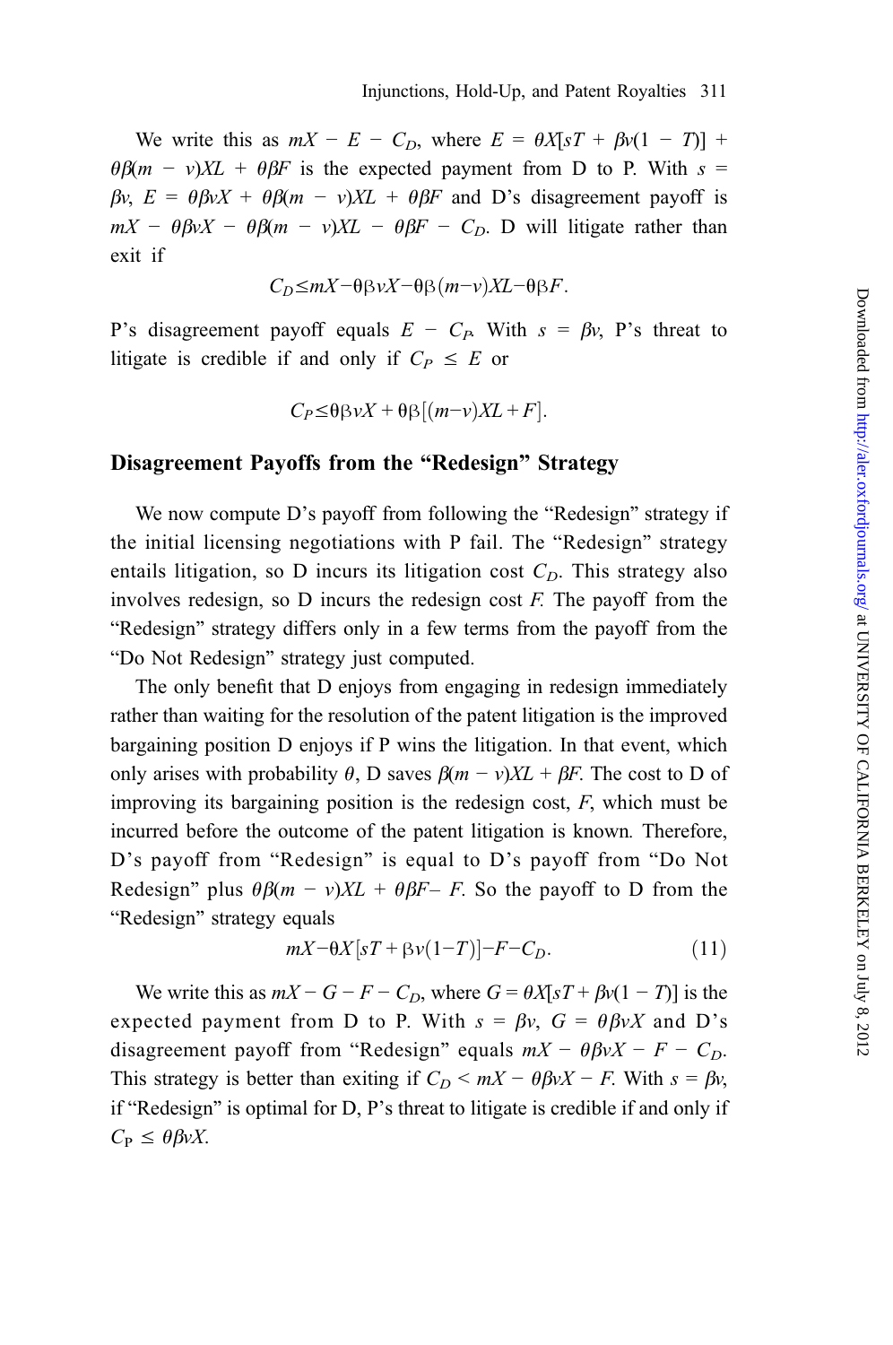We write this as $mX - E - C_D$, where $E = \theta X[sT + \beta v(1 - T)] + \theta\beta(m - v)XL + \theta\beta F$ is the expected payment from D to P. With $s = \beta v$, $E = \theta\beta vX + \theta\beta(m - v)XL + \theta\beta F$ and D's disagreement payoff is $mX - \theta\beta vX - \theta\beta(m - v)XL - \theta\beta F - C_D$. D will litigate rather than exit if

$$C_D \leq mX - \theta\beta vX - \theta\beta(m-v)XL - \theta\beta F.$$

P's disagreement payoff equals $E - C_P$. With $s = \beta v$, P's threat to litigate is credible if and only if $C_P \leq E$ or

$$C_P \leq \theta\beta vX + \theta\beta[(m-v)XL + F].$$

## Disagreement Payoffs from the "Redesign" Strategy

We now compute D's payoff from following the "Redesign" strategy if the initial licensing negotiations with P fail. The "Redesign" strategy entails litigation, so D incurs its litigation cost $C_D$. This strategy also involves redesign, so D incurs the redesign cost $F$. The payoff from the "Redesign" strategy differs only in a few terms from the payoff from the "Do Not Redesign" strategy just computed.

The only benefit that D enjoys from engaging in redesign immediately rather than waiting for the resolution of the patent litigation is the improved bargaining position D enjoys if P wins the litigation. In that event, which only arises with probability $\theta$, D saves $\beta(m - v)XL + \beta F$. The cost to D of improving its bargaining position is the redesign cost, $F$, which must be incurred before the outcome of the patent litigation is known. Therefore, D's payoff from "Redesign" is equal to D's payoff from "Do Not Redesign" plus $\theta\beta(m - v)XL + \theta\beta F - F$. So the payoff to D from the "Redesign" strategy equals

$$mX - \theta X[sT + \beta v(1-T)] - F - C_D. \tag{11}$$

We write this as $mX - G - F - C_D$, where $G = \theta X[sT + \beta v(1 - T)]$ is the expected payment from D to P. With $s = \beta v$, $G = \theta\beta vX$ and D's disagreement payoff from "Redesign" equals $mX - \theta\beta vX - F - C_D$. This strategy is better than exiting if $C_D < mX - \theta\beta vX - F$. With $s = \beta v$, if "Redesign" is optimal for D, P's threat to litigate is credible if and only if $C_P \leq \theta\beta vX$.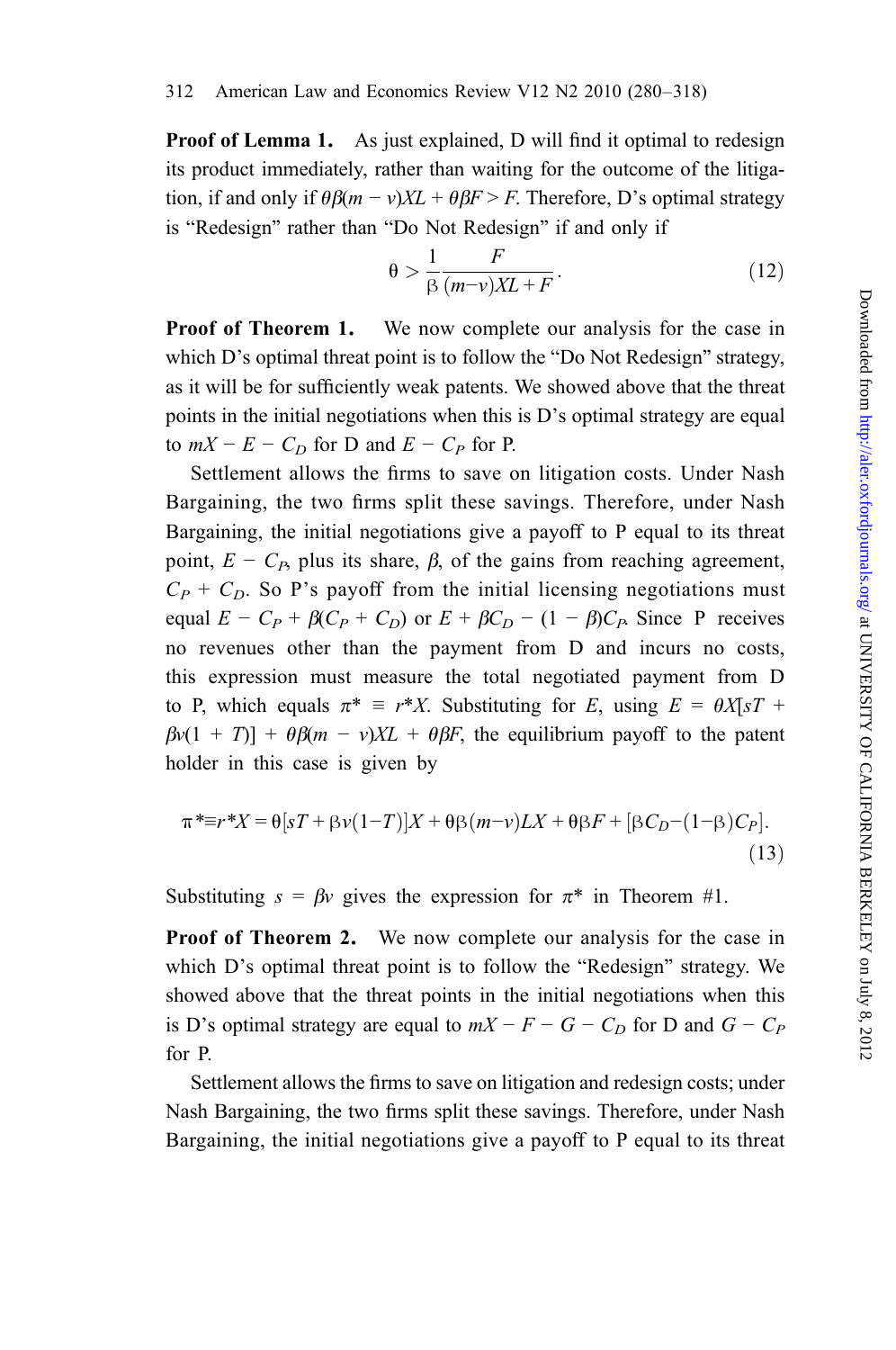**Proof of Lemma 1.** As just explained, D will find it optimal to redesign its product immediately, rather than waiting for the outcome of the litigation, if and only if $\theta\beta(m - v)XL + \theta\beta F > F$. Therefore, D's optimal strategy is "Redesign" rather than "Do Not Redesign" if and only if

$$\theta > \frac{1}{\beta}\frac{F}{(m-v)XL + F}. \tag{12}$$

**Proof of Theorem 1.** We now complete our analysis for the case in which D's optimal threat point is to follow the "Do Not Redesign" strategy, as it will be for sufficiently weak patents. We showed above that the threat points in the initial negotiations when this is D's optimal strategy are equal to $mX - E - C_D$ for D and $E - C_P$ for P.

Settlement allows the firms to save on litigation costs. Under Nash Bargaining, the two firms split these savings. Therefore, under Nash Bargaining, the initial negotiations give a payoff to P equal to its threat point, $E - C_P$, plus its share, $\beta$, of the gains from reaching agreement, $C_P + C_D$. So P's payoff from the initial licensing negotiations must equal $E - C_P + \beta(C_P + C_D)$ or $E + \beta C_D - (1 - \beta)C_P$. Since P receives no revenues other than the payment from D and incurs no costs, this expression must measure the total negotiated payment from D to P, which equals $\pi^* \equiv r^*X$. Substituting for $E$, using $E = \theta X[sT + \beta v(1 + T)] + \theta\beta(m - v)XL + \theta\beta F$, the equilibrium payoff to the patent holder in this case is given by

$$\pi^* \equiv r^*X = \theta[sT + \beta v(1-T)]X + \theta\beta(m-v)LX + \theta\beta F + [\beta C_D - (1-\beta)C_P]. \tag{13}$$

Substituting $s = \beta v$ gives the expression for $\pi^*$ in Theorem #1.

**Proof of Theorem 2.** We now complete our analysis for the case in which D's optimal threat point is to follow the "Redesign" strategy. We showed above that the threat points in the initial negotiations when this is D's optimal strategy are equal to $mX - F - G - C_D$ for D and $G - C_P$ for P.

Settlement allows the firms to save on litigation and redesign costs; under Nash Bargaining, the two firms split these savings. Therefore, under Nash Bargaining, the initial negotiations give a payoff to P equal to its threat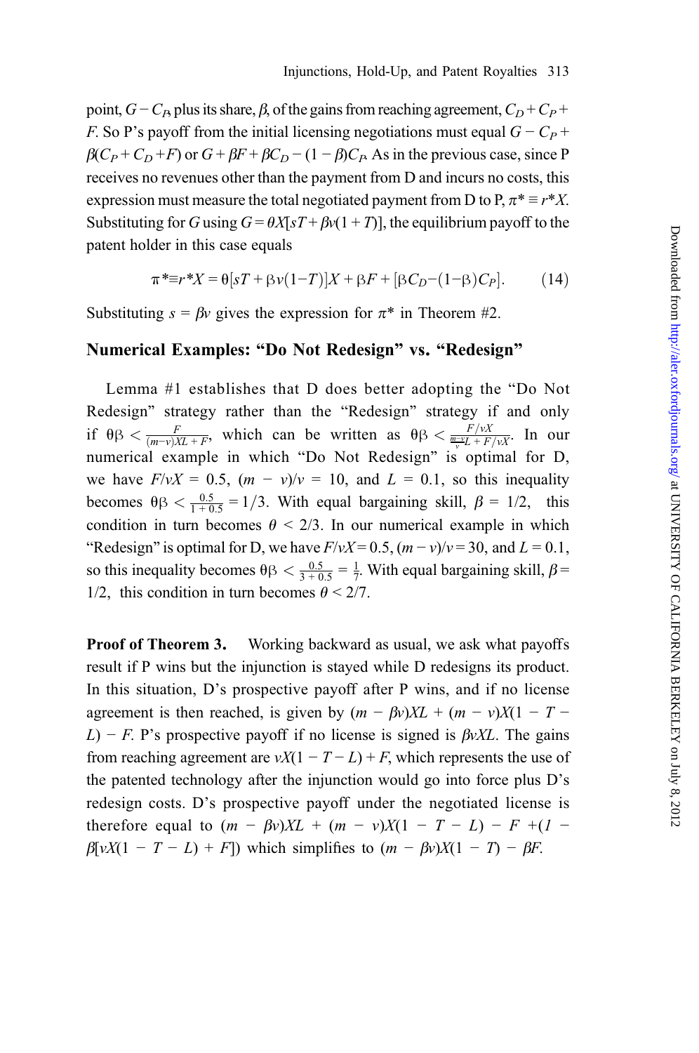point, $G - C_P$, plus its share, $\beta$, of the gains from reaching agreement, $C_D + C_P + F$. So P's payoff from the initial licensing negotiations must equal $G - C_P + \beta(C_P + C_D + F)$ or $G + \beta F + \beta C_D - (1 - \beta)C_P$. As in the previous case, since P receives no revenues other than the payment from D and incurs no costs, this expression must measure the total negotiated payment from D to P, $\pi^* \equiv r^*X$. Substituting for $G$ using $G = \theta X[sT + \beta v(1 + T)]$, the equilibrium payoff to the patent holder in this case equals

$$\pi^* \equiv r^*X = \theta[sT + \beta v(1 - T)]X + \beta F + [\beta C_D - (1 - \beta)C_P]. \tag{14}$$

Substituting $s = \beta v$ gives the expression for $\pi^*$ in Theorem #2.

## Numerical Examples: "Do Not Redesign" vs. "Redesign"

Lemma #1 establishes that D does better adopting the "Do Not Redesign" strategy rather than the "Redesign" strategy if and only if $\theta\beta < \frac{F}{(m-v)XL + F}$, which can be written as $\theta\beta < \frac{F/vX}{\frac{m-v}{v}L + F/vX}$. In our numerical example in which "Do Not Redesign" is optimal for D, we have $F/vX = 0.5$, $(m - v)/v = 10$, and $L = 0.1$, so this inequality becomes $\theta\beta < \frac{0.5}{1 + 0.5} = 1/3$. With equal bargaining skill, $\beta = 1/2$, this condition in turn becomes $\theta < 2/3$. In our numerical example in which "Redesign" is optimal for D, we have $F/vX = 0.5$, $(m - v)/v = 30$, and $L = 0.1$, so this inequality becomes $\theta\beta < \frac{0.5}{3 + 0.5} = \frac{1}{7}$. With equal bargaining skill, $\beta = 1/2$, this condition in turn becomes $\theta < 2/7$.

**Proof of Theorem 3.** Working backward as usual, we ask what payoffs result if P wins but the injunction is stayed while D redesigns its product. In this situation, D's prospective payoff after P wins, and if no license agreement is then reached, is given by $(m - \beta v)XL + (m - v)X(1 - T - L) - F$. P's prospective payoff if no license is signed is $\beta vXL$. The gains from reaching agreement are $vX(1 - T - L) + F$, which represents the use of the patented technology after the injunction would go into force plus D's redesign costs. D's prospective payoff under the negotiated license is therefore equal to $(m - \beta v)XL + (m - v)X(1 - T - L) - F + (1 - \beta[vX(1 - T - L) + F])$ which simplifies to $(m - \beta v)X(1 - T) - \beta F$.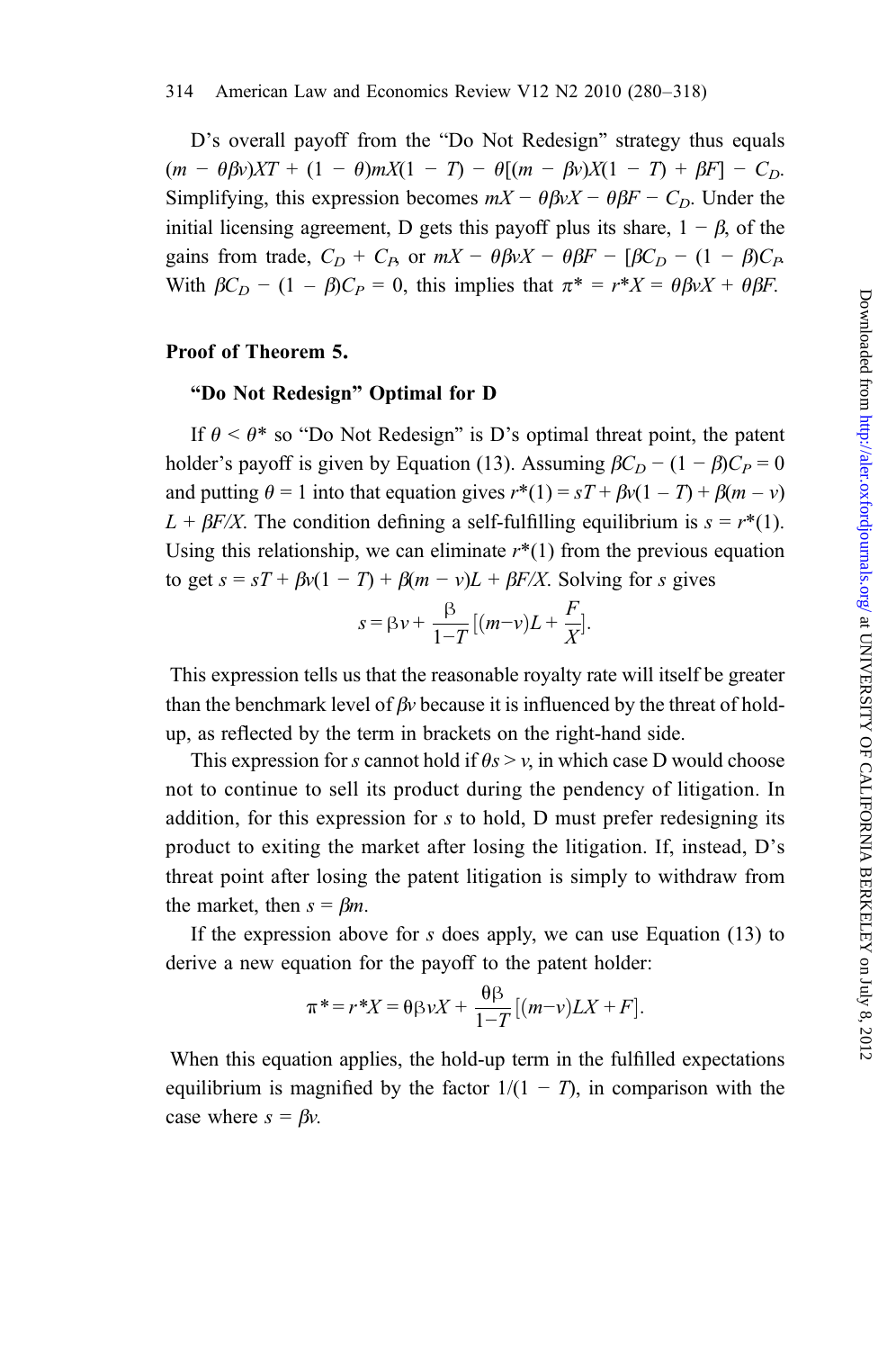D's overall payoff from the "Do Not Redesign" strategy thus equals $(m - \theta\beta v)XT + (1 - \theta)mX(1 - T) - \theta[(m - \beta v)X(1 - T) + \beta F] - C_D$. Simplifying, this expression becomes $mX - \theta\beta vX - \theta\beta F - C_D$. Under the initial licensing agreement, D gets this payoff plus its share, $1 - \beta$, of the gains from trade, $C_D + C_P$, or $mX - \theta\beta vX - \theta\beta F - [\beta C_D - (1 - \beta)C_P$. With $\beta C_D - (1 - \beta)C_P = 0$, this implies that $\pi^* = r^*X = \theta\beta vX + \theta\beta F$.

### Proof of Theorem 5.

#### "Do Not Redesign" Optimal for D

If $\theta < \theta^*$ so "Do Not Redesign" is D's optimal threat point, the patent holder's payoff is given by Equation (13). Assuming $\beta C_D - (1 - \beta)C_P = 0$ and putting $\theta = 1$ into that equation gives $r^*(1) = sT + \beta v(1 - T) + \beta(m - v)L + \beta F/X$. The condition defining a self-fulfilling equilibrium is $s = r^*(1)$. Using this relationship, we can eliminate $r^*(1)$ from the previous equation to get $s = sT + \beta v(1 - T) + \beta(m - v)L + \beta F/X$. Solving for $s$ gives

$$s = \beta v + \frac{\beta}{1-T}\left[(m-v)L + \frac{F}{X}\right].$$

This expression tells us that the reasonable royalty rate will itself be greater than the benchmark level of $\beta v$ because it is influenced by the threat of hold-up, as reflected by the term in brackets on the right-hand side.

This expression for $s$ cannot hold if $\theta s > v$, in which case D would choose not to continue to sell its product during the pendency of litigation. In addition, for this expression for $s$ to hold, D must prefer redesigning its product to exiting the market after losing the litigation. If, instead, D's threat point after losing the patent litigation is simply to withdraw from the market, then $s = \beta m$.

If the expression above for $s$ does apply, we can use Equation (13) to derive a new equation for the payoff to the patent holder:

$$\pi^* = r^*X = \theta\beta vX + \frac{\theta\beta}{1-T}[(m-v)LX + F].$$

When this equation applies, the hold-up term in the fulfilled expectations equilibrium is magnified by the factor $1/(1 - T)$, in comparison with the case where $s = \beta v$.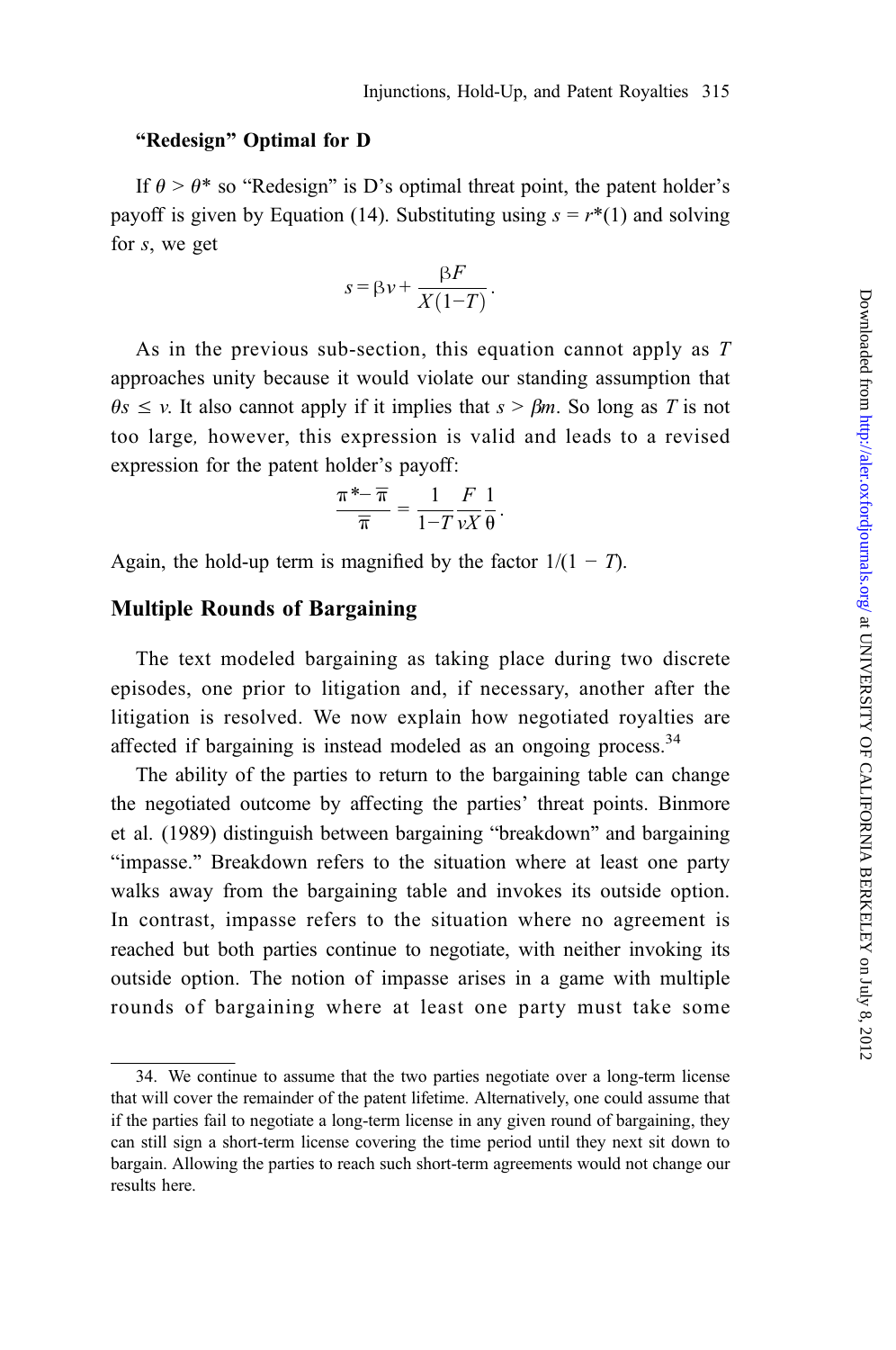### "Redesign" Optimal for D

If $\theta > \theta^*$ so "Redesign" is D's optimal threat point, the patent holder's payoff is given by Equation (14). Substituting using $s = r^*(1)$ and solving for $s$, we get

$$s = \beta v + \frac{\beta F}{X(1-T)}.$$

As in the previous sub-section, this equation cannot apply as $T$ approaches unity because it would violate our standing assumption that $\theta s \leq v$. It also cannot apply if it implies that $s > \beta m$. So long as $T$ is not too large, however, this expression is valid and leads to a revised expression for the patent holder's payoff:

$$\frac{\pi^* - \overline{\pi}}{\overline{\pi}} = \frac{1}{1-T}\frac{F}{vX}\frac{1}{\theta}.$$

Again, the hold-up term is magnified by the factor $1/(1 - T)$.

## Multiple Rounds of Bargaining

The text modeled bargaining as taking place during two discrete episodes, one prior to litigation and, if necessary, another after the litigation is resolved. We now explain how negotiated royalties are affected if bargaining is instead modeled as an ongoing process.[34]

The ability of the parties to return to the bargaining table can change the negotiated outcome by affecting the parties' threat points. Binmore et al. (1989) distinguish between bargaining "breakdown" and bargaining "impasse." Breakdown refers to the situation where at least one party walks away from the bargaining table and invokes its outside option. In contrast, impasse refers to the situation where no agreement is reached but both parties continue to negotiate, with neither invoking its outside option. The notion of impasse arises in a game with multiple rounds of bargaining where at least one party must take some

34. We continue to assume that the two parties negotiate over a long-term license that will cover the remainder of the patent lifetime. Alternatively, one could assume that if the parties fail to negotiate a long-term license in any given round of bargaining, they can still sign a short-term license covering the time period until they next sit down to bargain. Allowing the parties to reach such short-term agreements would not change our results here.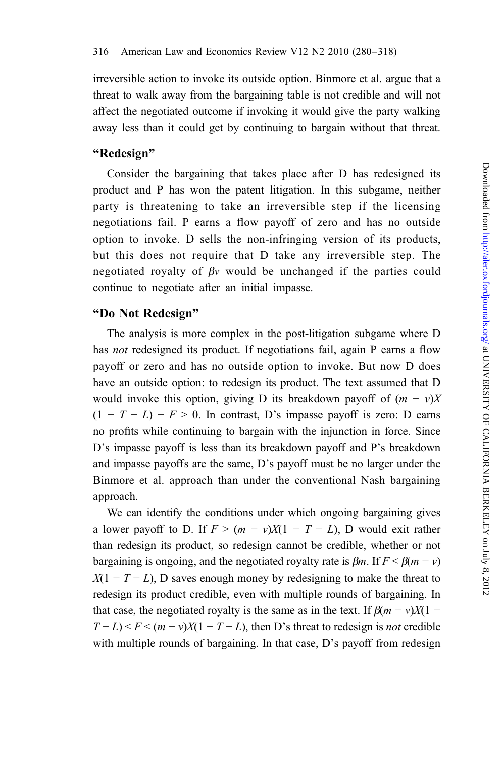irreversible action to invoke its outside option. Binmore et al. argue that a threat to walk away from the bargaining table is not credible and will not affect the negotiated outcome if invoking it would give the party walking away less than it could get by continuing to bargain without that threat.

### "Redesign"

Consider the bargaining that takes place after D has redesigned its product and P has won the patent litigation. In this subgame, neither party is threatening to take an irreversible step if the licensing negotiations fail. P earns a flow payoff of zero and has no outside option to invoke. D sells the non-infringing version of its products, but this does not require that D take any irreversible step. The negotiated royalty of $\beta v$ would be unchanged if the parties could continue to negotiate after an initial impasse.

### "Do Not Redesign"

The analysis is more complex in the post-litigation subgame where D has *not* redesigned its product. If negotiations fail, again P earns a flow payoff or zero and has no outside option to invoke. But now D does have an outside option: to redesign its product. The text assumed that D would invoke this option, giving D its breakdown payoff of $(m - v)X(1 - T - L) - F > 0$. In contrast, D's impasse payoff is zero: D earns no profits while continuing to bargain with the injunction in force. Since D's impasse payoff is less than its breakdown payoff and P's breakdown and impasse payoffs are the same, D's payoff must be no larger under the Binmore et al. approach than under the conventional Nash bargaining approach.

We can identify the conditions under which ongoing bargaining gives a lower payoff to D. If $F > (m - v)X(1 - T - L)$, D would exit rather than redesign its product, so redesign cannot be credible, whether or not bargaining is ongoing, and the negotiated royalty rate is $\beta m$. If $F < \beta(m - v)X(1 - T - L)$, D saves enough money by redesigning to make the threat to redesign its product credible, even with multiple rounds of bargaining. In that case, the negotiated royalty is the same as in the text. If $\beta(m - v)X(1 - T - L) < F < (m - v)X(1 - T - L)$, then D's threat to redesign is *not* credible with multiple rounds of bargaining. In that case, D's payoff from redesign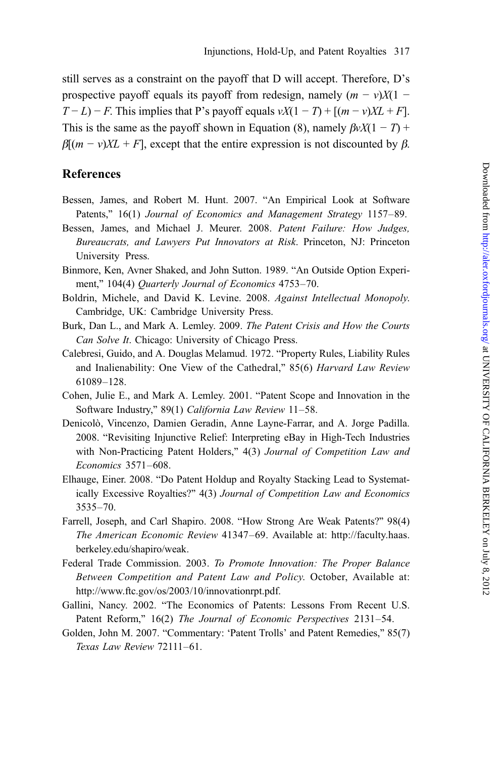still serves as a constraint on the payoff that D will accept. Therefore, D's prospective payoff equals its payoff from redesign, namely $(m - v)X(1 - T - L) - F$. This implies that P's payoff equals $vX(1 - T) + [(m - v)XL + F]$. This is the same as the payoff shown in Equation (8), namely $\beta vX(1 - T) + \beta[(m - v)XL + F]$, except that the entire expression is not discounted by $\beta$.

## References

Bessen, James, and Robert M. Hunt. 2007. "An Empirical Look at Software Patents," 16(1) *Journal of Economics and Management Strategy* 1157–89.

Bessen, James, and Michael J. Meurer. 2008. *Patent Failure: How Judges, Bureaucrats, and Lawyers Put Innovators at Risk*. Princeton, NJ: Princeton University Press.

Binmore, Ken, Avner Shaked, and John Sutton. 1989. "An Outside Option Experiment," 104(4) *Quarterly Journal of Economics* 4753–70.

Boldrin, Michele, and David K. Levine. 2008. *Against Intellectual Monopoly*. Cambridge, UK: Cambridge University Press.

Burk, Dan L., and Mark A. Lemley. 2009. *The Patent Crisis and How the Courts Can Solve It*. Chicago: University of Chicago Press.

Calebresi, Guido, and A. Douglas Melamud. 1972. "Property Rules, Liability Rules and Inalienability: One View of the Cathedral," 85(6) *Harvard Law Review* 61089–128.

Cohen, Julie E., and Mark A. Lemley. 2001. "Patent Scope and Innovation in the Software Industry," 89(1) *California Law Review* 11–58.

Denicolò, Vincenzo, Damien Geradin, Anne Layne-Farrar, and A. Jorge Padilla. 2008. "Revisiting Injunctive Relief: Interpreting eBay in High-Tech Industries with Non-Practicing Patent Holders," 4(3) *Journal of Competition Law and Economics* 3571–608.

Elhauge, Einer. 2008. "Do Patent Holdup and Royalty Stacking Lead to Systematically Excessive Royalties?" 4(3) *Journal of Competition Law and Economics* 3535–70.

Farrell, Joseph, and Carl Shapiro. 2008. "How Strong Are Weak Patents?" 98(4) *The American Economic Review* 41347–69. Available at: http://faculty.haas.berkeley.edu/shapiro/weak.

Federal Trade Commission. 2003. *To Promote Innovation: The Proper Balance Between Competition and Patent Law and Policy*. October, Available at: http://www.ftc.gov/os/2003/10/innovationrpt.pdf.

Gallini, Nancy. 2002. "The Economics of Patents: Lessons From Recent U.S. Patent Reform," 16(2) *The Journal of Economic Perspectives* 2131–54.

Golden, John M. 2007. "Commentary: 'Patent Trolls' and Patent Remedies," 85(7) *Texas Law Review* 72111–61.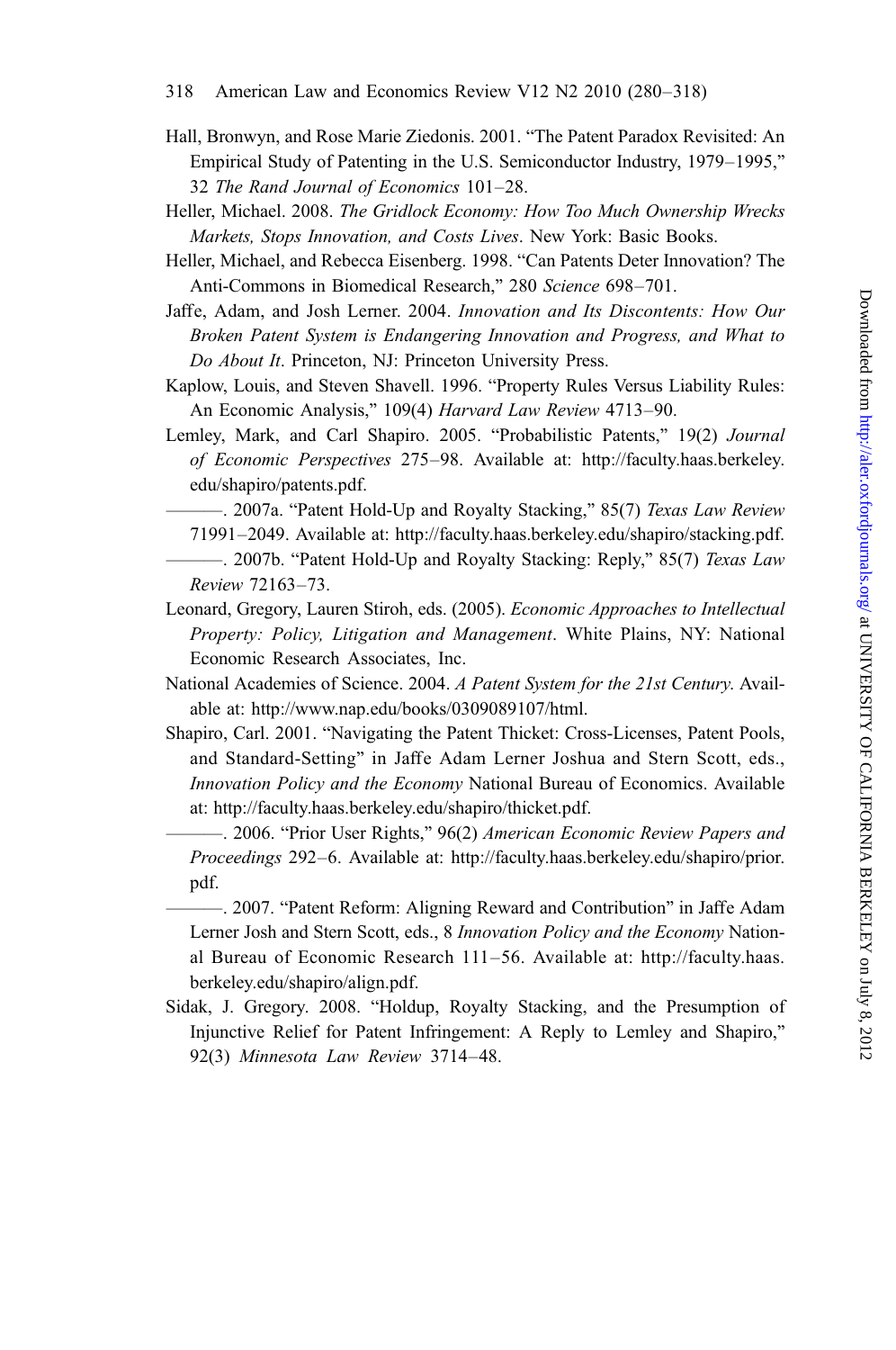Hall, Bronwyn, and Rose Marie Ziedonis. 2001. "The Patent Paradox Revisited: An Empirical Study of Patenting in the U.S. Semiconductor Industry, 1979–1995," 32 *The Rand Journal of Economics* 101–28.

Heller, Michael. 2008. *The Gridlock Economy: How Too Much Ownership Wrecks Markets, Stops Innovation, and Costs Lives*. New York: Basic Books.

Heller, Michael, and Rebecca Eisenberg. 1998. "Can Patents Deter Innovation? The Anti-Commons in Biomedical Research," 280 *Science* 698–701.

Jaffe, Adam, and Josh Lerner. 2004. *Innovation and Its Discontents: How Our Broken Patent System is Endangering Innovation and Progress, and What to Do About It*. Princeton, NJ: Princeton University Press.

Kaplow, Louis, and Steven Shavell. 1996. "Property Rules Versus Liability Rules: An Economic Analysis," 109(4) *Harvard Law Review* 4713–90.

Lemley, Mark, and Carl Shapiro. 2005. "Probabilistic Patents," 19(2) *Journal of Economic Perspectives* 275–98. Available at: http://faculty.haas.berkeley.edu/shapiro/patents.pdf.

———. 2007a. "Patent Hold-Up and Royalty Stacking," 85(7) *Texas Law Review* 71991–2049. Available at: http://faculty.haas.berkeley.edu/shapiro/stacking.pdf.

———. 2007b. "Patent Hold-Up and Royalty Stacking: Reply," 85(7) *Texas Law Review* 72163–73.

Leonard, Gregory, Lauren Stiroh, eds. (2005). *Economic Approaches to Intellectual Property: Policy, Litigation and Management*. White Plains, NY: National Economic Research Associates, Inc.

National Academies of Science. 2004. *A Patent System for the 21st Century*. Available at: http://www.nap.edu/books/0309089107/html.

Shapiro, Carl. 2001. "Navigating the Patent Thicket: Cross-Licenses, Patent Pools, and Standard-Setting" in Jaffe Adam Lerner Joshua and Stern Scott, eds., *Innovation Policy and the Economy* National Bureau of Economics. Available at: http://faculty.haas.berkeley.edu/shapiro/thicket.pdf.

———. 2006. "Prior User Rights," 96(2) *American Economic Review Papers and Proceedings* 292–6. Available at: http://faculty.haas.berkeley.edu/shapiro/prior.pdf.

———. 2007. "Patent Reform: Aligning Reward and Contribution" in Jaffe Adam Lerner Josh and Stern Scott, eds., 8 *Innovation Policy and the Economy* National Bureau of Economic Research 111–56. Available at: http://faculty.haas.berkeley.edu/shapiro/align.pdf.

Sidak, J. Gregory. 2008. "Holdup, Royalty Stacking, and the Presumption of Injunctive Relief for Patent Infringement: A Reply to Lemley and Shapiro," 92(3) *Minnesota Law Review* 3714–48.